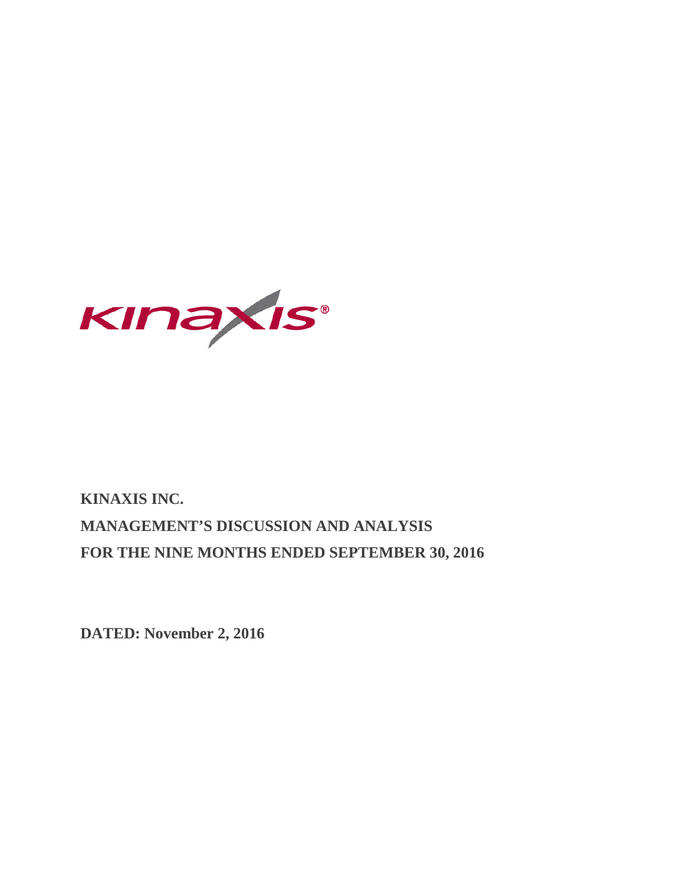**KINAXIS INC.**

**MANAGEMENT'S DISCUSSION AND ANALYSIS**

**FOR THE NINE MONTHS ENDED SEPTEMBER 30, 2016**

**DATED: November 2, 2016**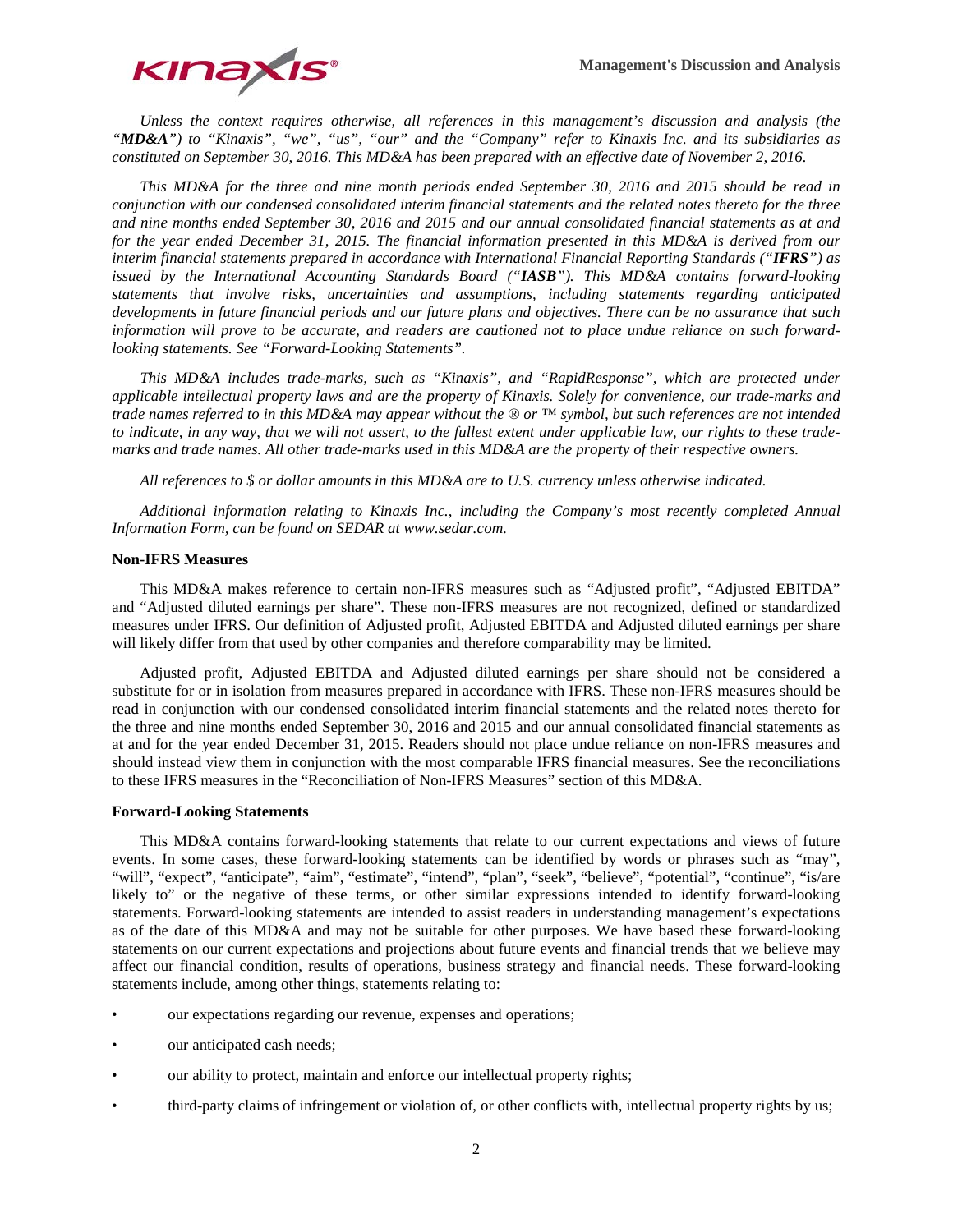*Unless the context requires otherwise, all references in this management's discussion and analysis (the "**MD&A**") to "Kinaxis", "we", "us", "our" and the "Company" refer to Kinaxis Inc. and its subsidiaries as constituted on September 30, 2016. This MD&A has been prepared with an effective date of November 2, 2016.*

*This MD&A for the three and nine month periods ended September 30, 2016 and 2015 should be read in conjunction with our condensed consolidated interim financial statements and the related notes thereto for the three and nine months ended September 30, 2016 and 2015 and our annual consolidated financial statements as at and for the year ended December 31, 2015. The financial information presented in this MD&A is derived from our interim financial statements prepared in accordance with International Financial Reporting Standards ("**IFRS**") as issued by the International Accounting Standards Board ("**IASB**"). This MD&A contains forward-looking statements that involve risks, uncertainties and assumptions, including statements regarding anticipated developments in future financial periods and our future plans and objectives. There can be no assurance that such information will prove to be accurate, and readers are cautioned not to place undue reliance on such forward-looking statements. See "Forward-Looking Statements".*

*This MD&A includes trade-marks, such as "Kinaxis", and "RapidResponse", which are protected under applicable intellectual property laws and are the property of Kinaxis. Solely for convenience, our trade-marks and trade names referred to in this MD&A may appear without the ® or ™ symbol, but such references are not intended to indicate, in any way, that we will not assert, to the fullest extent under applicable law, our rights to these trade-marks and trade names. All other trade-marks used in this MD&A are the property of their respective owners.*

*All references to $ or dollar amounts in this MD&A are to U.S. currency unless otherwise indicated.*

*Additional information relating to Kinaxis Inc., including the Company's most recently completed Annual Information Form, can be found on SEDAR at www.sedar.com.*

**Non-IFRS Measures**

This MD&A makes reference to certain non-IFRS measures such as "Adjusted profit", "Adjusted EBITDA" and "Adjusted diluted earnings per share". These non-IFRS measures are not recognized, defined or standardized measures under IFRS. Our definition of Adjusted profit, Adjusted EBITDA and Adjusted diluted earnings per share will likely differ from that used by other companies and therefore comparability may be limited.

Adjusted profit, Adjusted EBITDA and Adjusted diluted earnings per share should not be considered a substitute for or in isolation from measures prepared in accordance with IFRS. These non-IFRS measures should be read in conjunction with our condensed consolidated interim financial statements and the related notes thereto for the three and nine months ended September 30, 2016 and 2015 and our annual consolidated financial statements as at and for the year ended December 31, 2015. Readers should not place undue reliance on non-IFRS measures and should instead view them in conjunction with the most comparable IFRS financial measures. See the reconciliations to these IFRS measures in the "Reconciliation of Non-IFRS Measures" section of this MD&A.

**Forward-Looking Statements**

This MD&A contains forward-looking statements that relate to our current expectations and views of future events. In some cases, these forward-looking statements can be identified by words or phrases such as "may", "will", "expect", "anticipate", "aim", "estimate", "intend", "plan", "seek", "believe", "potential", "continue", "is/are likely to" or the negative of these terms, or other similar expressions intended to identify forward-looking statements. Forward-looking statements are intended to assist readers in understanding management's expectations as of the date of this MD&A and may not be suitable for other purposes. We have based these forward-looking statements on our current expectations and projections about future events and financial trends that we believe may affect our financial condition, results of operations, business strategy and financial needs. These forward-looking statements include, among other things, statements relating to:

- our expectations regarding our revenue, expenses and operations;
- our anticipated cash needs;
- our ability to protect, maintain and enforce our intellectual property rights;
- third-party claims of infringement or violation of, or other conflicts with, intellectual property rights by us;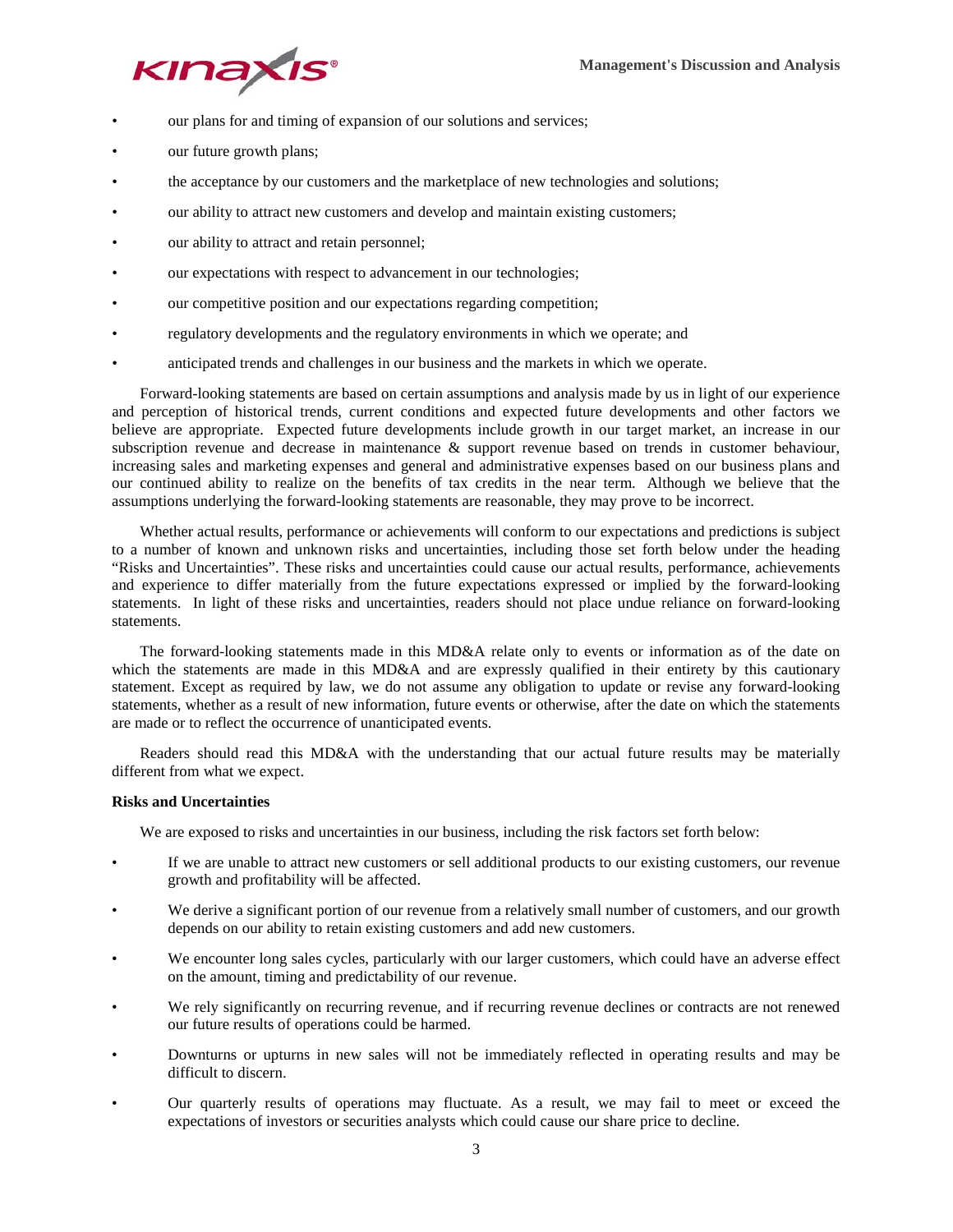- our plans for and timing of expansion of our solutions and services;
- our future growth plans;
- the acceptance by our customers and the marketplace of new technologies and solutions;
- our ability to attract new customers and develop and maintain existing customers;
- our ability to attract and retain personnel;
- our expectations with respect to advancement in our technologies;
- our competitive position and our expectations regarding competition;
- regulatory developments and the regulatory environments in which we operate; and
- anticipated trends and challenges in our business and the markets in which we operate.

Forward-looking statements are based on certain assumptions and analysis made by us in light of our experience and perception of historical trends, current conditions and expected future developments and other factors we believe are appropriate. Expected future developments include growth in our target market, an increase in our subscription revenue and decrease in maintenance & support revenue based on trends in customer behaviour, increasing sales and marketing expenses and general and administrative expenses based on our business plans and our continued ability to realize on the benefits of tax credits in the near term. Although we believe that the assumptions underlying the forward-looking statements are reasonable, they may prove to be incorrect.

Whether actual results, performance or achievements will conform to our expectations and predictions is subject to a number of known and unknown risks and uncertainties, including those set forth below under the heading "Risks and Uncertainties". These risks and uncertainties could cause our actual results, performance, achievements and experience to differ materially from the future expectations expressed or implied by the forward-looking statements. In light of these risks and uncertainties, readers should not place undue reliance on forward-looking statements.

The forward-looking statements made in this MD&A relate only to events or information as of the date on which the statements are made in this MD&A and are expressly qualified in their entirety by this cautionary statement. Except as required by law, we do not assume any obligation to update or revise any forward-looking statements, whether as a result of new information, future events or otherwise, after the date on which the statements are made or to reflect the occurrence of unanticipated events.

Readers should read this MD&A with the understanding that our actual future results may be materially different from what we expect.

**Risks and Uncertainties**

We are exposed to risks and uncertainties in our business, including the risk factors set forth below:

- If we are unable to attract new customers or sell additional products to our existing customers, our revenue growth and profitability will be affected.
- We derive a significant portion of our revenue from a relatively small number of customers, and our growth depends on our ability to retain existing customers and add new customers.
- We encounter long sales cycles, particularly with our larger customers, which could have an adverse effect on the amount, timing and predictability of our revenue.
- We rely significantly on recurring revenue, and if recurring revenue declines or contracts are not renewed our future results of operations could be harmed.
- Downturns or upturns in new sales will not be immediately reflected in operating results and may be difficult to discern.
- Our quarterly results of operations may fluctuate. As a result, we may fail to meet or exceed the expectations of investors or securities analysts which could cause our share price to decline.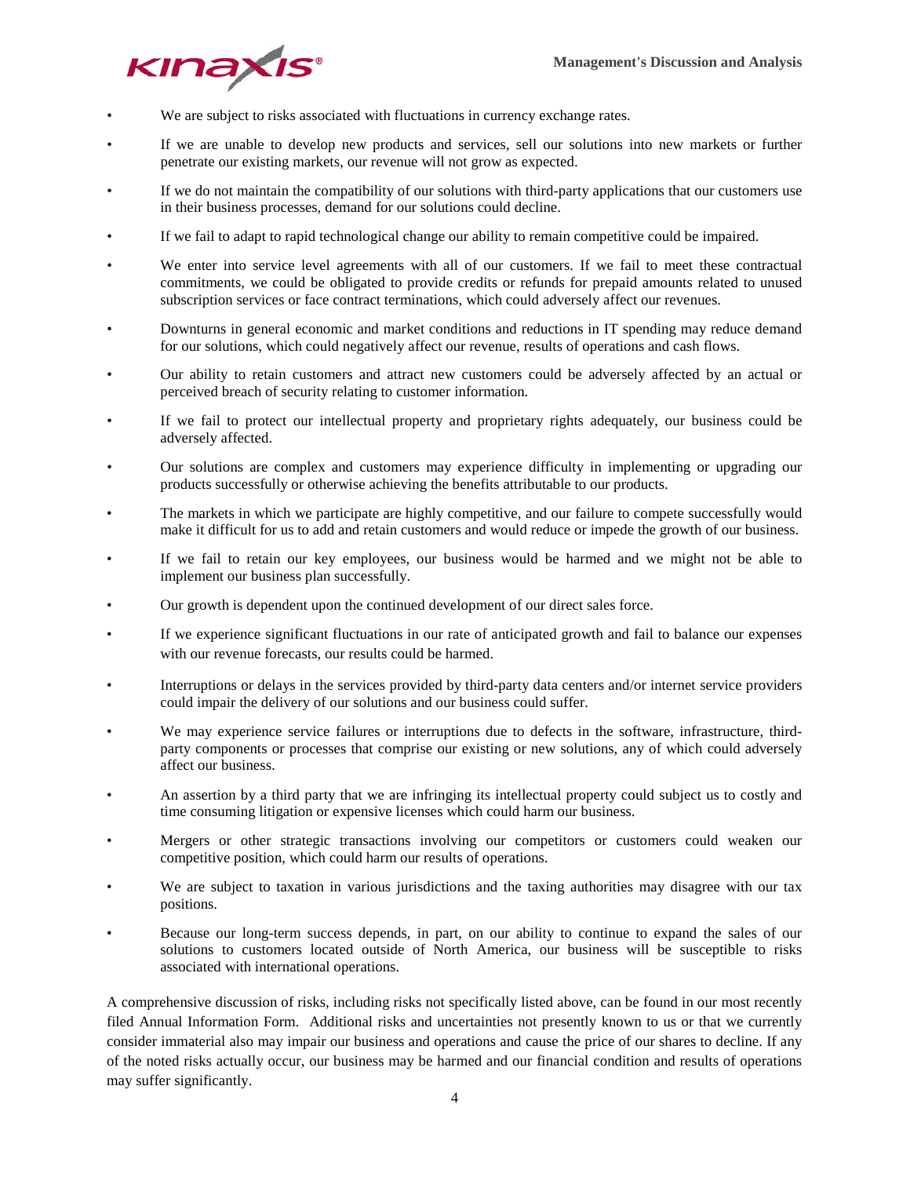- We are subject to risks associated with fluctuations in currency exchange rates.
- If we are unable to develop new products and services, sell our solutions into new markets or further penetrate our existing markets, our revenue will not grow as expected.
- If we do not maintain the compatibility of our solutions with third-party applications that our customers use in their business processes, demand for our solutions could decline.
- If we fail to adapt to rapid technological change our ability to remain competitive could be impaired.
- We enter into service level agreements with all of our customers. If we fail to meet these contractual commitments, we could be obligated to provide credits or refunds for prepaid amounts related to unused subscription services or face contract terminations, which could adversely affect our revenues.
- Downturns in general economic and market conditions and reductions in IT spending may reduce demand for our solutions, which could negatively affect our revenue, results of operations and cash flows.
- Our ability to retain customers and attract new customers could be adversely affected by an actual or perceived breach of security relating to customer information.
- If we fail to protect our intellectual property and proprietary rights adequately, our business could be adversely affected.
- Our solutions are complex and customers may experience difficulty in implementing or upgrading our products successfully or otherwise achieving the benefits attributable to our products.
- The markets in which we participate are highly competitive, and our failure to compete successfully would make it difficult for us to add and retain customers and would reduce or impede the growth of our business.
- If we fail to retain our key employees, our business would be harmed and we might not be able to implement our business plan successfully.
- Our growth is dependent upon the continued development of our direct sales force.
- If we experience significant fluctuations in our rate of anticipated growth and fail to balance our expenses with our revenue forecasts, our results could be harmed.
- Interruptions or delays in the services provided by third-party data centers and/or internet service providers could impair the delivery of our solutions and our business could suffer.
- We may experience service failures or interruptions due to defects in the software, infrastructure, third-party components or processes that comprise our existing or new solutions, any of which could adversely affect our business.
- An assertion by a third party that we are infringing its intellectual property could subject us to costly and time consuming litigation or expensive licenses which could harm our business.
- Mergers or other strategic transactions involving our competitors or customers could weaken our competitive position, which could harm our results of operations.
- We are subject to taxation in various jurisdictions and the taxing authorities may disagree with our tax positions.
- Because our long-term success depends, in part, on our ability to continue to expand the sales of our solutions to customers located outside of North America, our business will be susceptible to risks associated with international operations.

A comprehensive discussion of risks, including risks not specifically listed above, can be found in our most recently filed Annual Information Form. Additional risks and uncertainties not presently known to us or that we currently consider immaterial also may impair our business and operations and cause the price of our shares to decline. If any of the noted risks actually occur, our business may be harmed and our financial condition and results of operations may suffer significantly.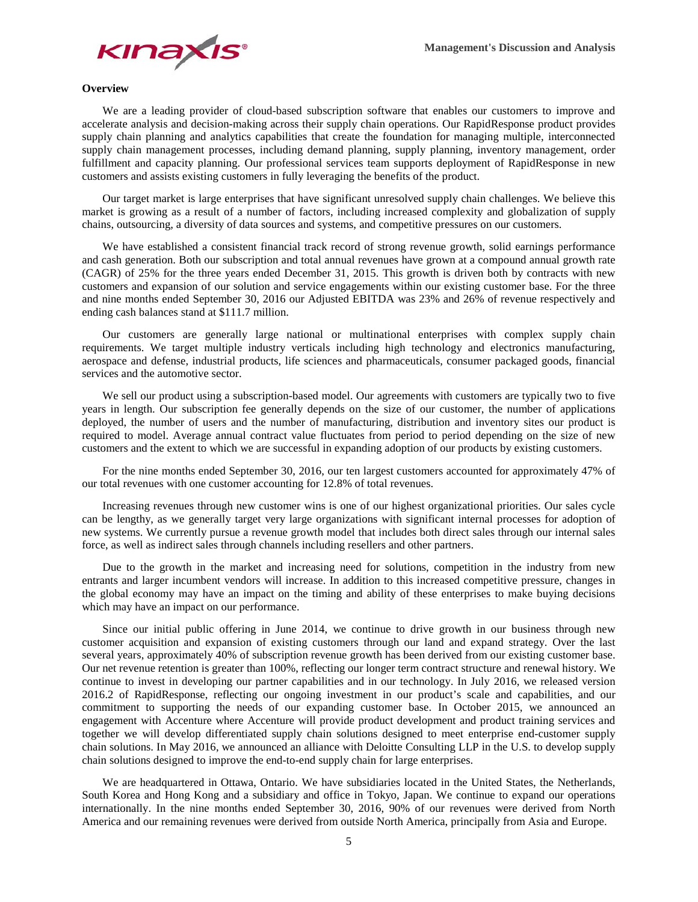## Overview

We are a leading provider of cloud-based subscription software that enables our customers to improve and accelerate analysis and decision-making across their supply chain operations. Our RapidResponse product provides supply chain planning and analytics capabilities that create the foundation for managing multiple, interconnected supply chain management processes, including demand planning, supply planning, inventory management, order fulfillment and capacity planning. Our professional services team supports deployment of RapidResponse in new customers and assists existing customers in fully leveraging the benefits of the product.

Our target market is large enterprises that have significant unresolved supply chain challenges. We believe this market is growing as a result of a number of factors, including increased complexity and globalization of supply chains, outsourcing, a diversity of data sources and systems, and competitive pressures on our customers.

We have established a consistent financial track record of strong revenue growth, solid earnings performance and cash generation. Both our subscription and total annual revenues have grown at a compound annual growth rate (CAGR) of 25% for the three years ended December 31, 2015. This growth is driven both by contracts with new customers and expansion of our solution and service engagements within our existing customer base. For the three and nine months ended September 30, 2016 our Adjusted EBITDA was 23% and 26% of revenue respectively and ending cash balances stand at $111.7 million.

Our customers are generally large national or multinational enterprises with complex supply chain requirements. We target multiple industry verticals including high technology and electronics manufacturing, aerospace and defense, industrial products, life sciences and pharmaceuticals, consumer packaged goods, financial services and the automotive sector.

We sell our product using a subscription-based model. Our agreements with customers are typically two to five years in length. Our subscription fee generally depends on the size of our customer, the number of applications deployed, the number of users and the number of manufacturing, distribution and inventory sites our product is required to model. Average annual contract value fluctuates from period to period depending on the size of new customers and the extent to which we are successful in expanding adoption of our products by existing customers.

For the nine months ended September 30, 2016, our ten largest customers accounted for approximately 47% of our total revenues with one customer accounting for 12.8% of total revenues.

Increasing revenues through new customer wins is one of our highest organizational priorities. Our sales cycle can be lengthy, as we generally target very large organizations with significant internal processes for adoption of new systems. We currently pursue a revenue growth model that includes both direct sales through our internal sales force, as well as indirect sales through channels including resellers and other partners.

Due to the growth in the market and increasing need for solutions, competition in the industry from new entrants and larger incumbent vendors will increase. In addition to this increased competitive pressure, changes in the global economy may have an impact on the timing and ability of these enterprises to make buying decisions which may have an impact on our performance.

Since our initial public offering in June 2014, we continue to drive growth in our business through new customer acquisition and expansion of existing customers through our land and expand strategy. Over the last several years, approximately 40% of subscription revenue growth has been derived from our existing customer base. Our net revenue retention is greater than 100%, reflecting our longer term contract structure and renewal history. We continue to invest in developing our partner capabilities and in our technology. In July 2016, we released version 2016.2 of RapidResponse, reflecting our ongoing investment in our product's scale and capabilities, and our commitment to supporting the needs of our expanding customer base. In October 2015, we announced an engagement with Accenture where Accenture will provide product development and product training services and together we will develop differentiated supply chain solutions designed to meet enterprise end-customer supply chain solutions. In May 2016, we announced an alliance with Deloitte Consulting LLP in the U.S. to develop supply chain solutions designed to improve the end-to-end supply chain for large enterprises.

We are headquartered in Ottawa, Ontario. We have subsidiaries located in the United States, the Netherlands, South Korea and Hong Kong and a subsidiary and office in Tokyo, Japan. We continue to expand our operations internationally. In the nine months ended September 30, 2016, 90% of our revenues were derived from North America and our remaining revenues were derived from outside North America, principally from Asia and Europe.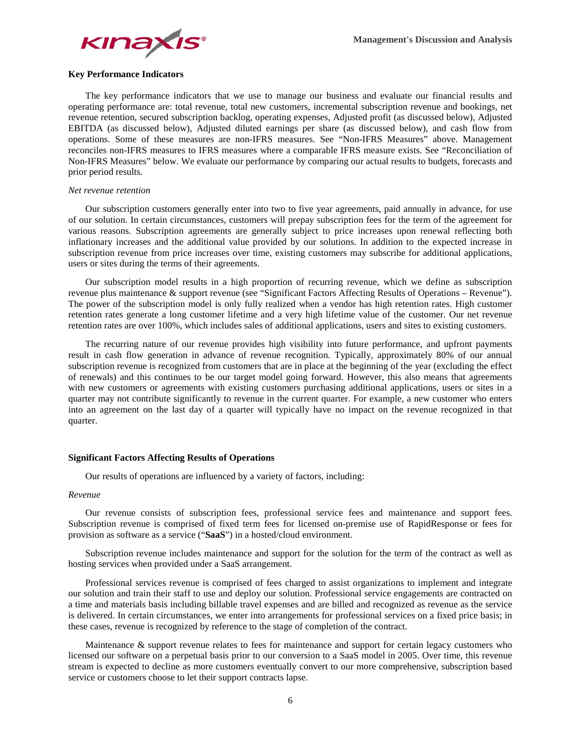## Key Performance Indicators

The key performance indicators that we use to manage our business and evaluate our financial results and operating performance are: total revenue, total new customers, incremental subscription revenue and bookings, net revenue retention, secured subscription backlog, operating expenses, Adjusted profit (as discussed below), Adjusted EBITDA (as discussed below), Adjusted diluted earnings per share (as discussed below), and cash flow from operations. Some of these measures are non-IFRS measures. See "Non-IFRS Measures" above. Management reconciles non-IFRS measures to IFRS measures where a comparable IFRS measure exists. See "Reconciliation of Non-IFRS Measures" below. We evaluate our performance by comparing our actual results to budgets, forecasts and prior period results.

*Net revenue retention*

Our subscription customers generally enter into two to five year agreements, paid annually in advance, for use of our solution. In certain circumstances, customers will prepay subscription fees for the term of the agreement for various reasons. Subscription agreements are generally subject to price increases upon renewal reflecting both inflationary increases and the additional value provided by our solutions. In addition to the expected increase in subscription revenue from price increases over time, existing customers may subscribe for additional applications, users or sites during the terms of their agreements.

Our subscription model results in a high proportion of recurring revenue, which we define as subscription revenue plus maintenance & support revenue (see "Significant Factors Affecting Results of Operations – Revenue"). The power of the subscription model is only fully realized when a vendor has high retention rates. High customer retention rates generate a long customer lifetime and a very high lifetime value of the customer. Our net revenue retention rates are over 100%, which includes sales of additional applications, users and sites to existing customers.

The recurring nature of our revenue provides high visibility into future performance, and upfront payments result in cash flow generation in advance of revenue recognition. Typically, approximately 80% of our annual subscription revenue is recognized from customers that are in place at the beginning of the year (excluding the effect of renewals) and this continues to be our target model going forward. However, this also means that agreements with new customers or agreements with existing customers purchasing additional applications, users or sites in a quarter may not contribute significantly to revenue in the current quarter. For example, a new customer who enters into an agreement on the last day of a quarter will typically have no impact on the revenue recognized in that quarter.

## Significant Factors Affecting Results of Operations

Our results of operations are influenced by a variety of factors, including:

*Revenue*

Our revenue consists of subscription fees, professional service fees and maintenance and support fees. Subscription revenue is comprised of fixed term fees for licensed on-premise use of RapidResponse or fees for provision as software as a service ("**SaaS**") in a hosted/cloud environment.

Subscription revenue includes maintenance and support for the solution for the term of the contract as well as hosting services when provided under a SaaS arrangement.

Professional services revenue is comprised of fees charged to assist organizations to implement and integrate our solution and train their staff to use and deploy our solution. Professional service engagements are contracted on a time and materials basis including billable travel expenses and are billed and recognized as revenue as the service is delivered. In certain circumstances, we enter into arrangements for professional services on a fixed price basis; in these cases, revenue is recognized by reference to the stage of completion of the contract.

Maintenance & support revenue relates to fees for maintenance and support for certain legacy customers who licensed our software on a perpetual basis prior to our conversion to a SaaS model in 2005. Over time, this revenue stream is expected to decline as more customers eventually convert to our more comprehensive, subscription based service or customers choose to let their support contracts lapse.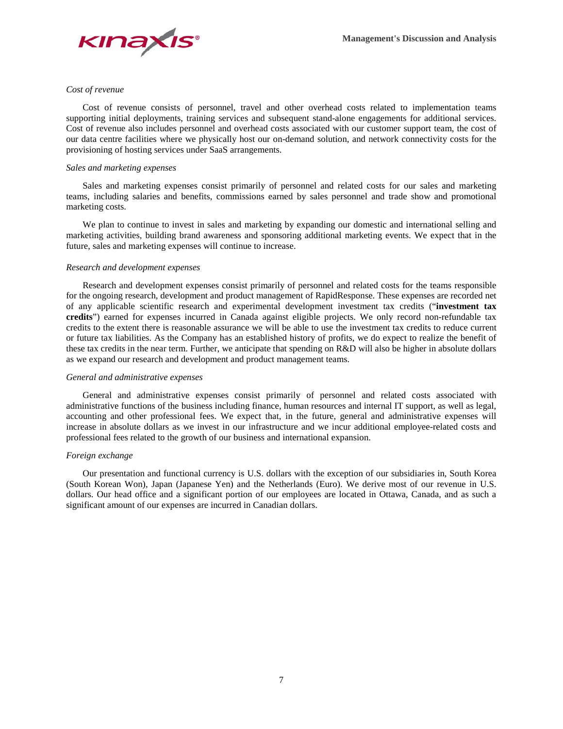*Cost of revenue*

Cost of revenue consists of personnel, travel and other overhead costs related to implementation teams supporting initial deployments, training services and subsequent stand-alone engagements for additional services. Cost of revenue also includes personnel and overhead costs associated with our customer support team, the cost of our data centre facilities where we physically host our on-demand solution, and network connectivity costs for the provisioning of hosting services under SaaS arrangements.

*Sales and marketing expenses*

Sales and marketing expenses consist primarily of personnel and related costs for our sales and marketing teams, including salaries and benefits, commissions earned by sales personnel and trade show and promotional marketing costs.

We plan to continue to invest in sales and marketing by expanding our domestic and international selling and marketing activities, building brand awareness and sponsoring additional marketing events. We expect that in the future, sales and marketing expenses will continue to increase.

*Research and development expenses*

Research and development expenses consist primarily of personnel and related costs for the teams responsible for the ongoing research, development and product management of RapidResponse. These expenses are recorded net of any applicable scientific research and experimental development investment tax credits ("**investment tax credits**") earned for expenses incurred in Canada against eligible projects. We only record non-refundable tax credits to the extent there is reasonable assurance we will be able to use the investment tax credits to reduce current or future tax liabilities. As the Company has an established history of profits, we do expect to realize the benefit of these tax credits in the near term. Further, we anticipate that spending on R&D will also be higher in absolute dollars as we expand our research and development and product management teams.

*General and administrative expenses*

General and administrative expenses consist primarily of personnel and related costs associated with administrative functions of the business including finance, human resources and internal IT support, as well as legal, accounting and other professional fees. We expect that, in the future, general and administrative expenses will increase in absolute dollars as we invest in our infrastructure and we incur additional employee-related costs and professional fees related to the growth of our business and international expansion.

*Foreign exchange*

Our presentation and functional currency is U.S. dollars with the exception of our subsidiaries in, South Korea (South Korean Won), Japan (Japanese Yen) and the Netherlands (Euro). We derive most of our revenue in U.S. dollars. Our head office and a significant portion of our employees are located in Ottawa, Canada, and as such a significant amount of our expenses are incurred in Canadian dollars.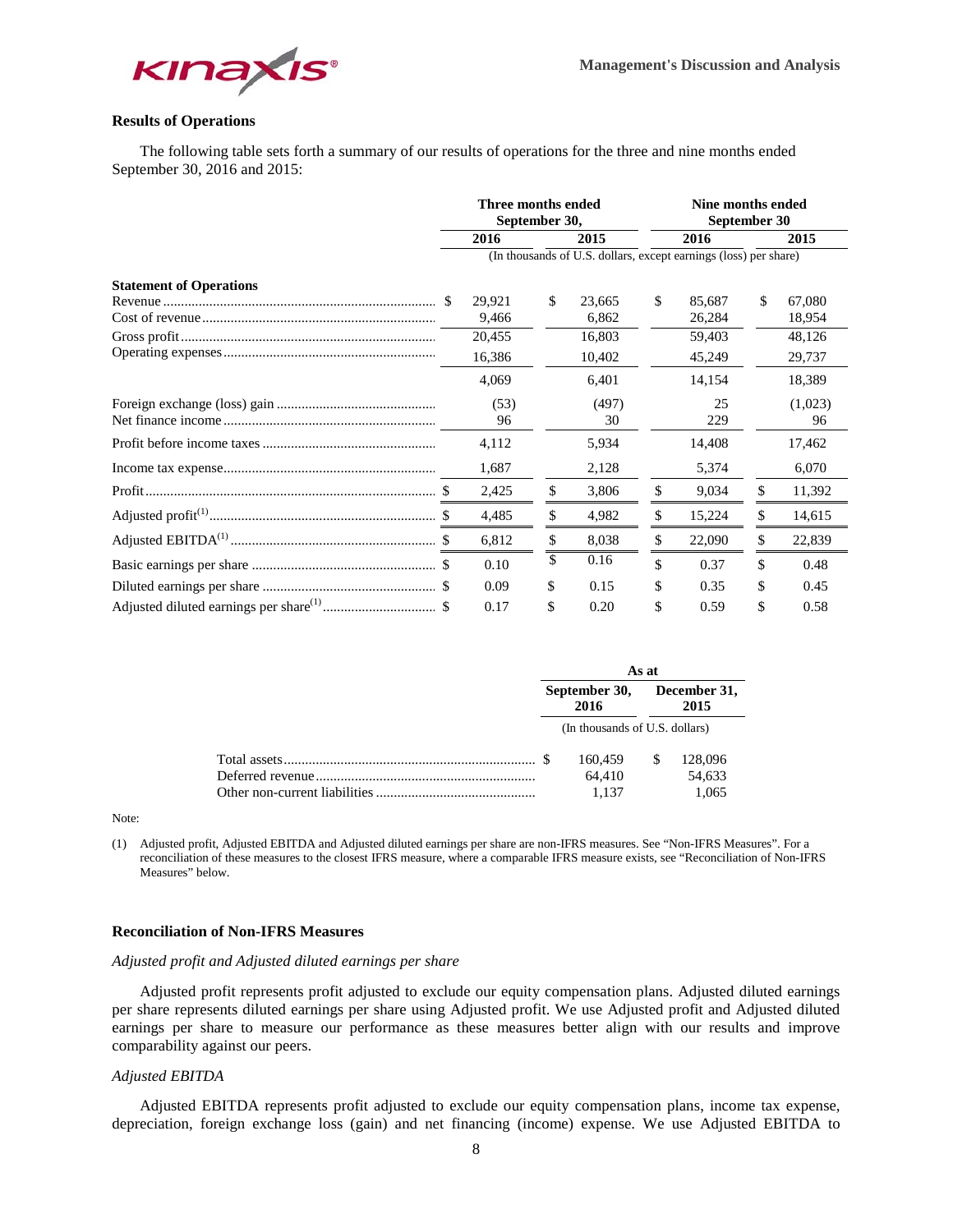## Results of Operations

The following table sets forth a summary of our results of operations for the three and nine months ended September 30, 2016 and 2015:

| | Three months ended September 30, | | Nine months ended September 30 | |
|---|---|---|---|---|
| | 2016 | 2015 | 2016 | 2015 |
| | (In thousands of U.S. dollars, except earnings (loss) per share) | | | |
| **Statement of Operations** | | | | |
| Revenue | $ 29,921 | $ 23,665 | $ 85,687 | $ 67,080 |
| Cost of revenue | 9,466 | 6,862 | 26,284 | 18,954 |
| Gross profit | 20,455 | 16,803 | 59,403 | 48,126 |
| Operating expenses | 16,386 | 10,402 | 45,249 | 29,737 |
| | 4,069 | 6,401 | 14,154 | 18,389 |
| Foreign exchange (loss) gain | (53) | (497) | 25 | (1,023) |
| Net finance income | 96 | 30 | 229 | 96 |
| Profit before income taxes | 4,112 | 5,934 | 14,408 | 17,462 |
| Income tax expense | 1,687 | 2,128 | 5,374 | 6,070 |
| Profit | $ 2,425 | $ 3,806 | $ 9,034 | $ 11,392 |
| Adjusted profit(1) | $ 4,485 | $ 4,982 | $ 15,224 | $ 14,615 |
| Adjusted EBITDA(1) | $ 6,812 | $ 8,038 | $ 22,090 | $ 22,839 |
| Basic earnings per share | $ 0.10 | $ 0.16 | $ 0.37 | $ 0.48 |
| Diluted earnings per share | $ 0.09 | $ 0.15 | $ 0.35 | $ 0.45 |
| Adjusted diluted earnings per share(1) | $ 0.17 | $ 0.20 | $ 0.59 | $ 0.58 |

| | As at | |
|---|---|---|
| | September 30, 2016 | December 31, 2015 |
| | (In thousands of U.S. dollars) | |
| Total assets | $ 160,459 | $ 128,096 |
| Deferred revenue | 64,410 | 54,633 |
| Other non-current liabilities | 1,137 | 1,065 |

Note:

(1) Adjusted profit, Adjusted EBITDA and Adjusted diluted earnings per share are non-IFRS measures. See "Non-IFRS Measures". For a reconciliation of these measures to the closest IFRS measure, where a comparable IFRS measure exists, see "Reconciliation of Non-IFRS Measures" below.

## Reconciliation of Non-IFRS Measures

*Adjusted profit and Adjusted diluted earnings per share*

Adjusted profit represents profit adjusted to exclude our equity compensation plans. Adjusted diluted earnings per share represents diluted earnings per share using Adjusted profit. We use Adjusted profit and Adjusted diluted earnings per share to measure our performance as these measures better align with our results and improve comparability against our peers.

*Adjusted EBITDA*

Adjusted EBITDA represents profit adjusted to exclude our equity compensation plans, income tax expense, depreciation, foreign exchange loss (gain) and net financing (income) expense. We use Adjusted EBITDA to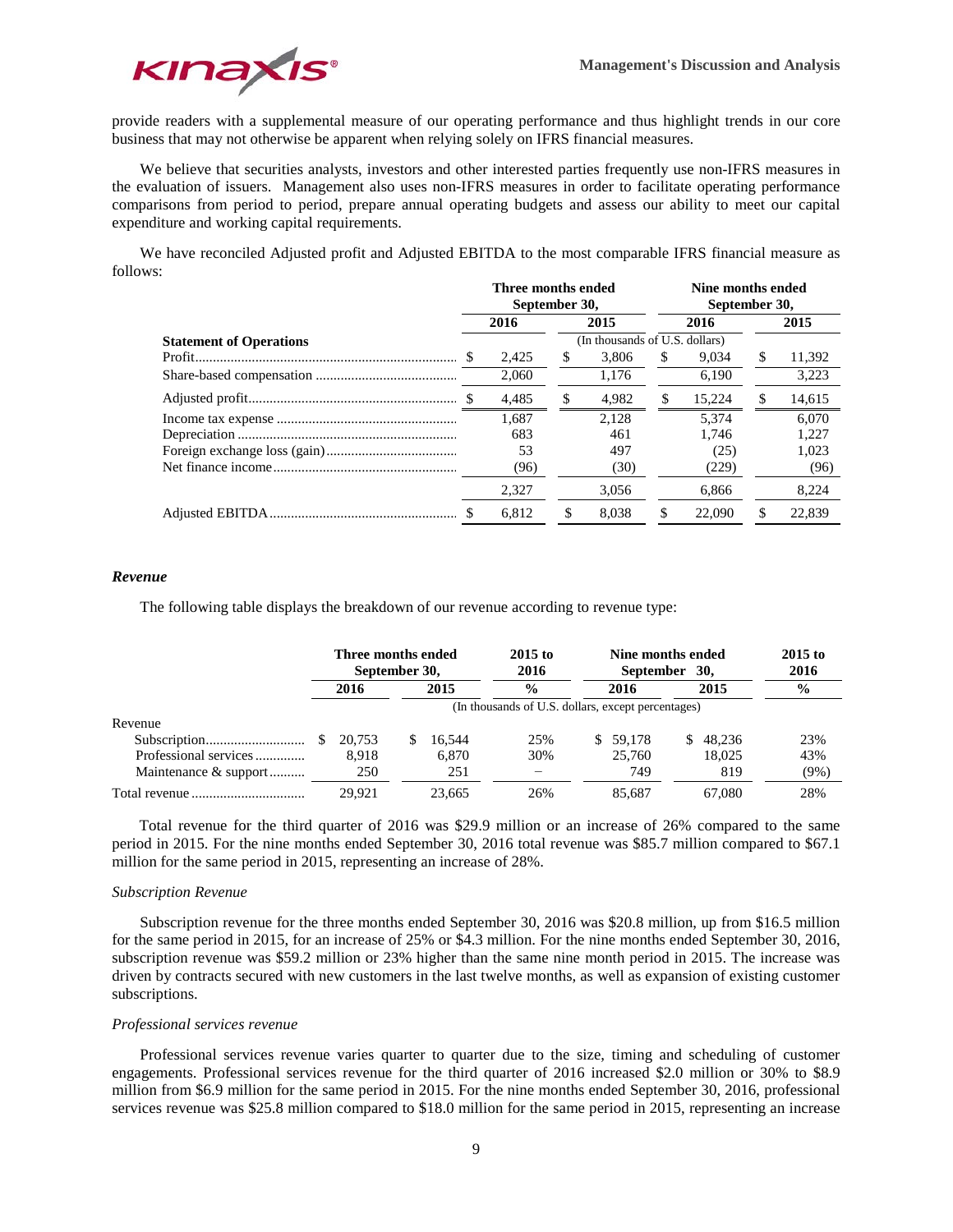provide readers with a supplemental measure of our operating performance and thus highlight trends in our core business that may not otherwise be apparent when relying solely on IFRS financial measures.

We believe that securities analysts, investors and other interested parties frequently use non-IFRS measures in the evaluation of issuers. Management also uses non-IFRS measures in order to facilitate operating performance comparisons from period to period, prepare annual operating budgets and assess our ability to meet our capital expenditure and working capital requirements.

We have reconciled Adjusted profit and Adjusted EBITDA to the most comparable IFRS financial measure as follows:

| | Three months ended September 30, | | Nine months ended September 30, | |
|---|---|---|---|---|
| | 2016 | 2015 | 2016 | 2015 |
| | (In thousands of U.S. dollars) | | | |
| **Statement of Operations** | | | | |
| Profit | $ 2,425 | $ 3,806 | $ 9,034 | $ 11,392 |
| Share-based compensation | 2,060 | 1,176 | 6,190 | 3,223 |
| Adjusted profit | $ 4,485 | $ 4,982 | $ 15,224 | $ 14,615 |
| Income tax expense | 1,687 | 2,128 | 5,374 | 6,070 |
| Depreciation | 683 | 461 | 1,746 | 1,227 |
| Foreign exchange loss (gain) | 53 | 497 | (25) | 1,023 |
| Net finance income | (96) | (30) | (229) | (96) |
| | 2,327 | 3,056 | 6,866 | 8,224 |
| Adjusted EBITDA | $ 6,812 | $ 8,038 | $ 22,090 | $ 22,839 |

### *Revenue*

The following table displays the breakdown of our revenue according to revenue type:

| | Three months ended September 30, | | 2015 to 2016 | Nine months ended September 30, | | 2015 to 2016 |
|---|---|---|---|---|---|---|
| | 2016 | 2015 | % | 2016 | 2015 | % |
| | (In thousands of U.S. dollars, except percentages) | | | | | |
| Revenue | | | | | | |
| Subscription | $ 20,753 | $ 16,544 | 25% | $ 59,178 | $ 48,236 | 23% |
| Professional services | 8,918 | 6,870 | 30% | 25,760 | 18,025 | 43% |
| Maintenance & support | 250 | 251 | – | 749 | 819 | (9%) |
| Total revenue | 29,921 | 23,665 | 26% | 85,687 | 67,080 | 28% |

Total revenue for the third quarter of 2016 was $29.9 million or an increase of 26% compared to the same period in 2015. For the nine months ended September 30, 2016 total revenue was $85.7 million compared to $67.1 million for the same period in 2015, representing an increase of 28%.

*Subscription Revenue*

Subscription revenue for the three months ended September 30, 2016 was $20.8 million, up from $16.5 million for the same period in 2015, for an increase of 25% or $4.3 million. For the nine months ended September 30, 2016, subscription revenue was $59.2 million or 23% higher than the same nine month period in 2015. The increase was driven by contracts secured with new customers in the last twelve months, as well as expansion of existing customer subscriptions.

*Professional services revenue*

Professional services revenue varies quarter to quarter due to the size, timing and scheduling of customer engagements. Professional services revenue for the third quarter of 2016 increased $2.0 million or 30% to $8.9 million from $6.9 million for the same period in 2015. For the nine months ended September 30, 2016, professional services revenue was $25.8 million compared to $18.0 million for the same period in 2015, representing an increase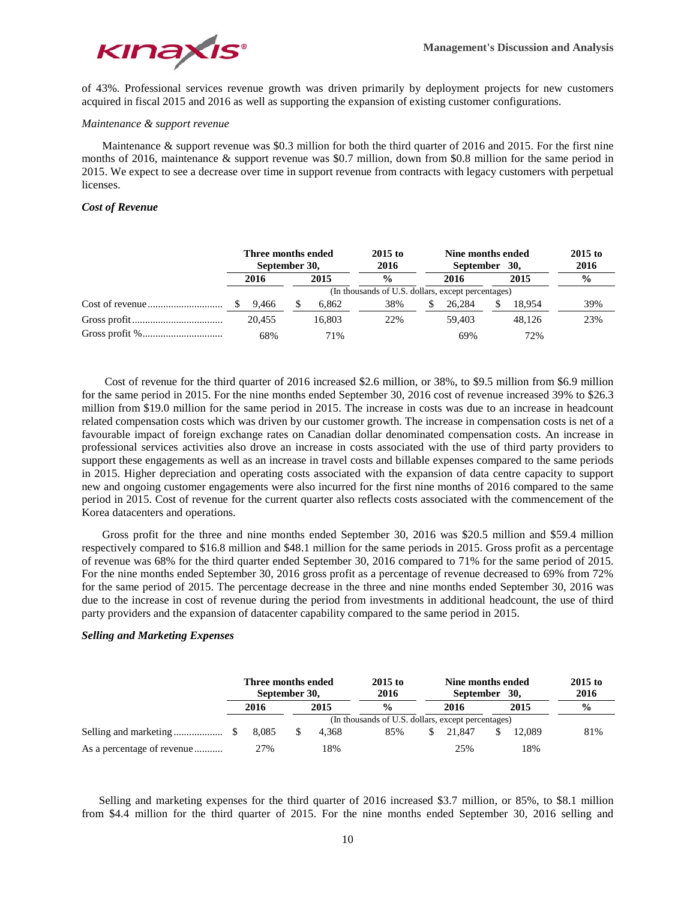of 43%. Professional services revenue growth was driven primarily by deployment projects for new customers acquired in fiscal 2015 and 2016 as well as supporting the expansion of existing customer configurations.

*Maintenance & support revenue*

Maintenance & support revenue was $0.3 million for both the third quarter of 2016 and 2015. For the first nine months of 2016, maintenance & support revenue was $0.7 million, down from $0.8 million for the same period in 2015. We expect to see a decrease over time in support revenue from contracts with legacy customers with perpetual licenses.

***Cost of Revenue***

| | Three months ended September 30, | | 2015 to 2016 | Nine months ended September 30, | | 2015 to 2016 |
|---|---|---|---|---|---|---|
| | 2016 | 2015 | % | 2016 | 2015 | % |
| | (In thousands of U.S. dollars, except percentages) | | | | | |
| Cost of revenue | $ 9,466 | $ 6,862 | 38% | $ 26,284 | $ 18,954 | 39% |
| Gross profit | 20,455 | 16,803 | 22% | 59,403 | 48,126 | 23% |
| Gross profit % | 68% | 71% | | 69% | 72% | |

Cost of revenue for the third quarter of 2016 increased $2.6 million, or 38%, to $9.5 million from $6.9 million for the same period in 2015. For the nine months ended September 30, 2016 cost of revenue increased 39% to $26.3 million from $19.0 million for the same period in 2015. The increase in costs was due to an increase in headcount related compensation costs which was driven by our customer growth. The increase in compensation costs is net of a favourable impact of foreign exchange rates on Canadian dollar denominated compensation costs. An increase in professional services activities also drove an increase in costs associated with the use of third party providers to support these engagements as well as an increase in travel costs and billable expenses compared to the same periods in 2015. Higher depreciation and operating costs associated with the expansion of data centre capacity to support new and ongoing customer engagements were also incurred for the first nine months of 2016 compared to the same period in 2015. Cost of revenue for the current quarter also reflects costs associated with the commencement of the Korea datacenters and operations.

Gross profit for the three and nine months ended September 30, 2016 was $20.5 million and $59.4 million respectively compared to $16.8 million and $48.1 million for the same periods in 2015. Gross profit as a percentage of revenue was 68% for the third quarter ended September 30, 2016 compared to 71% for the same period of 2015. For the nine months ended September 30, 2016 gross profit as a percentage of revenue decreased to 69% from 72% for the same period of 2015. The percentage decrease in the three and nine months ended September 30, 2016 was due to the increase in cost of revenue during the period from investments in additional headcount, the use of third party providers and the expansion of datacenter capability compared to the same period in 2015.

***Selling and Marketing Expenses***

| | Three months ended September 30, | | 2015 to 2016 | Nine months ended September 30, | | 2015 to 2016 |
|---|---|---|---|---|---|---|
| | 2016 | 2015 | % | 2016 | 2015 | % |
| | (In thousands of U.S. dollars, except percentages) | | | | | |
| Selling and marketing | $ 8,085 | $ 4,368 | 85% | $ 21,847 | $ 12,089 | 81% |
| As a percentage of revenue | 27% | 18% | | 25% | 18% | |

Selling and marketing expenses for the third quarter of 2016 increased $3.7 million, or 85%, to $8.1 million from $4.4 million for the third quarter of 2015. For the nine months ended September 30, 2016 selling and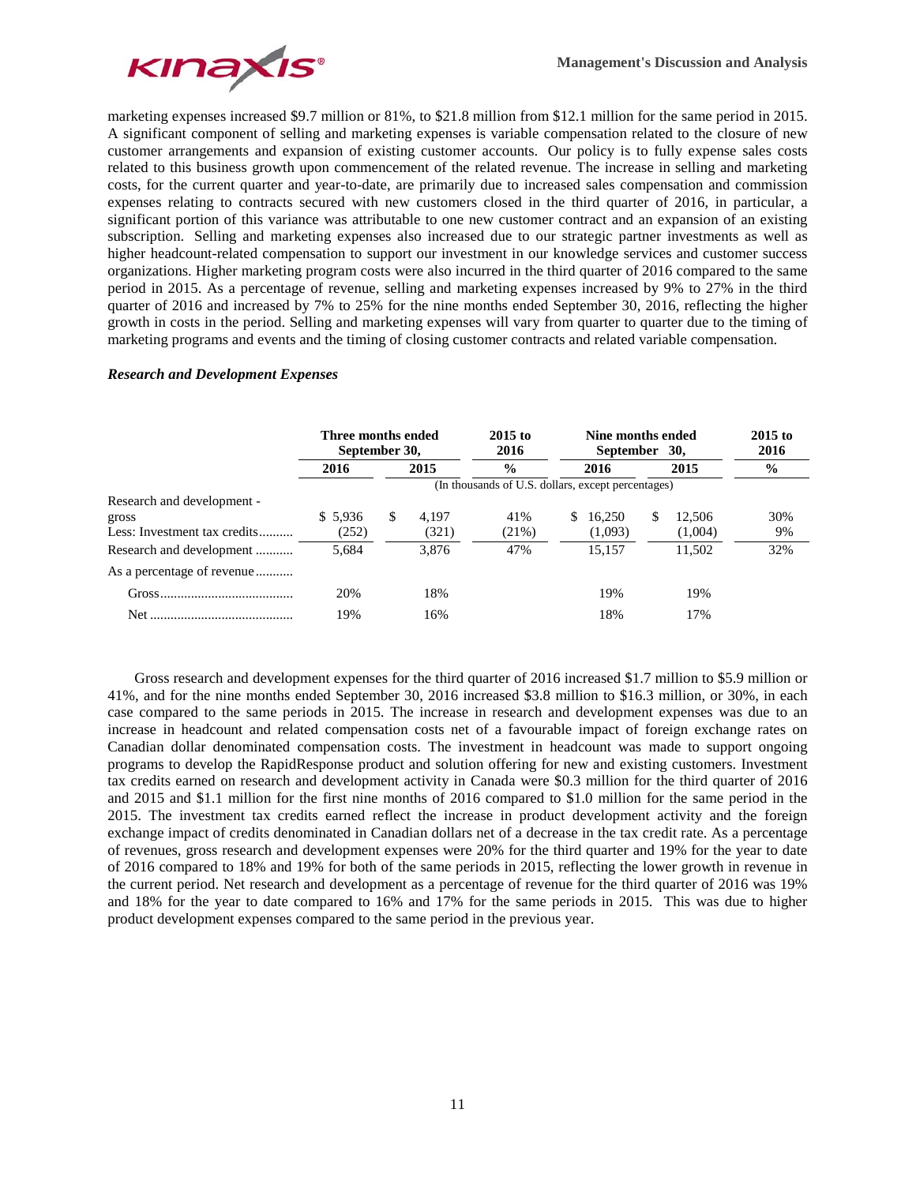marketing expenses increased $9.7 million or 81%, to $21.8 million from $12.1 million for the same period in 2015. A significant component of selling and marketing expenses is variable compensation related to the closure of new customer arrangements and expansion of existing customer accounts. Our policy is to fully expense sales costs related to this business growth upon commencement of the related revenue. The increase in selling and marketing costs, for the current quarter and year-to-date, are primarily due to increased sales compensation and commission expenses relating to contracts secured with new customers closed in the third quarter of 2016, in particular, a significant portion of this variance was attributable to one new customer contract and an expansion of an existing subscription. Selling and marketing expenses also increased due to our strategic partner investments as well as higher headcount-related compensation to support our investment in our knowledge services and customer success organizations. Higher marketing program costs were also incurred in the third quarter of 2016 compared to the same period in 2015. As a percentage of revenue, selling and marketing expenses increased by 9% to 27% in the third quarter of 2016 and increased by 7% to 25% for the nine months ended September 30, 2016, reflecting the higher growth in costs in the period. Selling and marketing expenses will vary from quarter to quarter due to the timing of marketing programs and events and the timing of closing customer contracts and related variable compensation.

### *Research and Development Expenses*

| | Three months ended September 30, | | 2015 to 2016 | Nine months ended September 30, | | 2015 to 2016 |
|---|---|---|---|---|---|---|
| | 2016 | 2015 | % | 2016 | 2015 | % |
| | (In thousands of U.S. dollars, except percentages) | | | | | |
| Research and development - gross | $ 5,936 | $ 4,197 | 41% | $ 16,250 | $ 12,506 | 30% |
| Less: Investment tax credits | (252) | (321) | (21%) | (1,093) | (1,004) | 9% |
| Research and development | 5,684 | 3,876 | 47% | 15,157 | 11,502 | 32% |
| As a percentage of revenue | | | | | | |
| Gross | 20% | 18% | | 19% | 19% | |
| Net | 19% | 16% | | 18% | 17% | |

Gross research and development expenses for the third quarter of 2016 increased $1.7 million to $5.9 million or 41%, and for the nine months ended September 30, 2016 increased $3.8 million to $16.3 million, or 30%, in each case compared to the same periods in 2015. The increase in research and development expenses was due to an increase in headcount and related compensation costs net of a favourable impact of foreign exchange rates on Canadian dollar denominated compensation costs. The investment in headcount was made to support ongoing programs to develop the RapidResponse product and solution offering for new and existing customers. Investment tax credits earned on research and development activity in Canada were $0.3 million for the third quarter of 2016 and 2015 and $1.1 million for the first nine months of 2016 compared to $1.0 million for the same period in the 2015. The investment tax credits earned reflect the increase in product development activity and the foreign exchange impact of credits denominated in Canadian dollars net of a decrease in the tax credit rate. As a percentage of revenues, gross research and development expenses were 20% for the third quarter and 19% for the year to date of 2016 compared to 18% and 19% for both of the same periods in 2015, reflecting the lower growth in revenue in the current period. Net research and development as a percentage of revenue for the third quarter of 2016 was 19% and 18% for the year to date compared to 16% and 17% for the same periods in 2015. This was due to higher product development expenses compared to the same period in the previous year.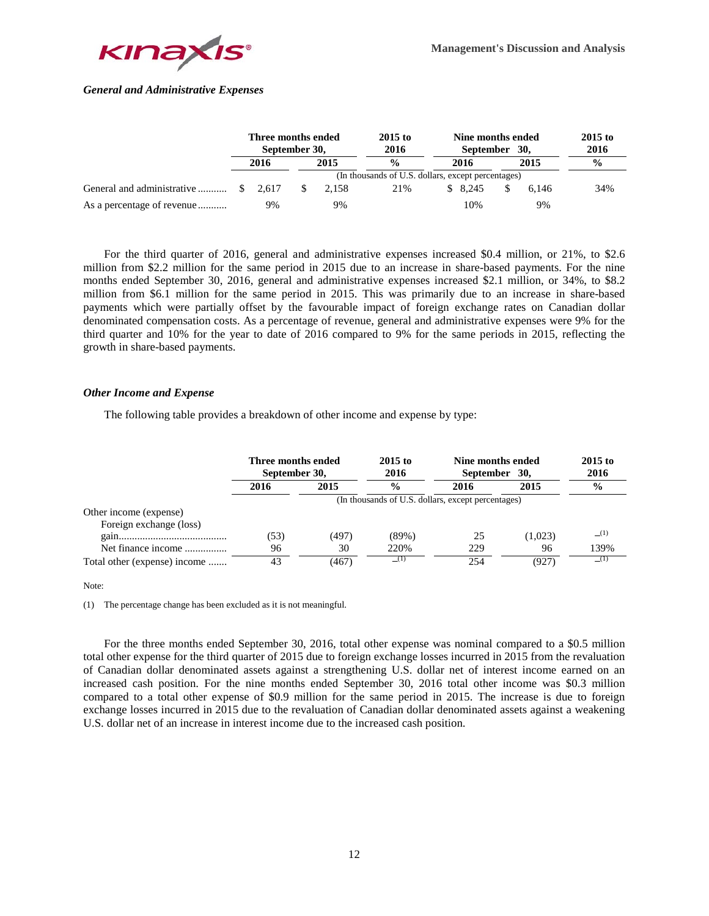### *General and Administrative Expenses*

| | Three months ended September 30, | | 2015 to 2016 | Nine months ended September 30, | | 2015 to 2016 |
|---|---|---|---|---|---|---|
| | 2016 | 2015 | % | 2016 | 2015 | % |
| | (In thousands of U.S. dollars, except percentages) | | | | | |
| General and administrative | $ 2,617 | $ 2,158 | 21% | $ 8,245 | $ 6,146 | 34% |
| As a percentage of revenue | 9% | 9% | | 10% | 9% | |

For the third quarter of 2016, general and administrative expenses increased $0.4 million, or 21%, to $2.6 million from $2.2 million for the same period in 2015 due to an increase in share-based payments. For the nine months ended September 30, 2016, general and administrative expenses increased $2.1 million, or 34%, to $8.2 million from $6.1 million for the same period in 2015. This was primarily due to an increase in share-based payments which were partially offset by the favourable impact of foreign exchange rates on Canadian dollar denominated compensation costs. As a percentage of revenue, general and administrative expenses were 9% for the third quarter and 10% for the year to date of 2016 compared to 9% for the same periods in 2015, reflecting the growth in share-based payments.

### *Other Income and Expense*

The following table provides a breakdown of other income and expense by type:

| | Three months ended September 30, | | 2015 to 2016 | Nine months ended September 30, | | 2015 to 2016 |
|---|---|---|---|---|---|---|
| | 2016 | 2015 | % | 2016 | 2015 | % |
| | (In thousands of U.S. dollars, except percentages) | | | | | |
| Other income (expense) | | | | | | |
| Foreign exchange (loss) gain | (53) | (497) | (89%) | 25 | (1,023) | –[1] |
| Net finance income | 96 | 30 | 220% | 229 | 96 | 139% |
| Total other (expense) income | 43 | (467) | –[1] | 254 | (927) | –[1] |

Note:

(1) The percentage change has been excluded as it is not meaningful.

For the three months ended September 30, 2016, total other expense was nominal compared to a $0.5 million total other expense for the third quarter of 2015 due to foreign exchange losses incurred in 2015 from the revaluation of Canadian dollar denominated assets against a strengthening U.S. dollar net of interest income earned on an increased cash position. For the nine months ended September 30, 2016 total other income was $0.3 million compared to a total other expense of $0.9 million for the same period in 2015. The increase is due to foreign exchange losses incurred in 2015 due to the revaluation of Canadian dollar denominated assets against a weakening U.S. dollar net of an increase in interest income due to the increased cash position.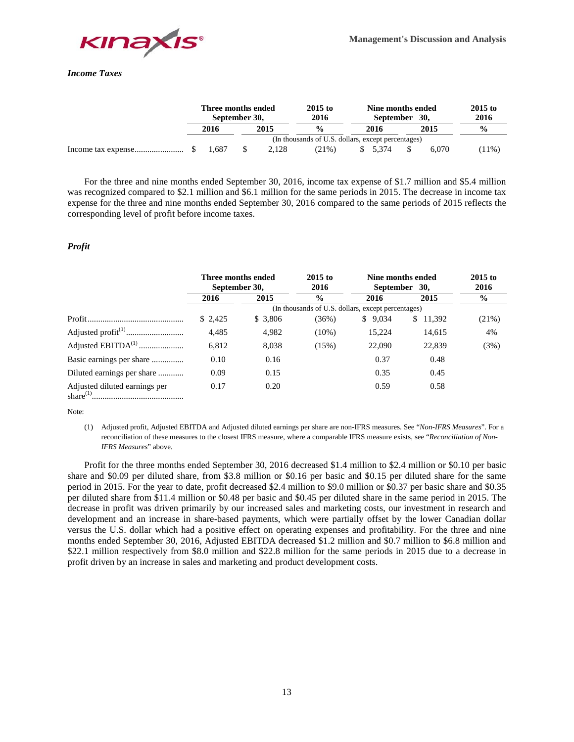### *Income Taxes*

| | Three months ended September 30, | | 2015 to 2016 | Nine months ended September 30, | | 2015 to 2016 |
|---|---|---|---|---|---|---|
| | 2016 | 2015 | % | 2016 | 2015 | % |
| | (In thousands of U.S. dollars, except percentages) | | | | | |
| Income tax expense | $ 1,687 | $ 2,128 | (21%) | $ 5,374 | $ 6,070 | (11%) |

For the three and nine months ended September 30, 2016, income tax expense of $1.7 million and $5.4 million was recognized compared to $2.1 million and $6.1 million for the same periods in 2015. The decrease in income tax expense for the three and nine months ended September 30, 2016 compared to the same periods of 2015 reflects the corresponding level of profit before income taxes.

### *Profit*

| | Three months ended September 30, | | 2015 to 2016 | Nine months ended September 30, | | 2015 to 2016 |
|---|---|---|---|---|---|---|
| | 2016 | 2015 | % | 2016 | 2015 | % |
| | (In thousands of U.S. dollars, except percentages) | | | | | |
| Profit | $ 2,425 | $ 3,806 | (36%) | $ 9,034 | $ 11,392 | (21%) |
| Adjusted profit(1) | 4,485 | 4,982 | (10%) | 15,224 | 14,615 | 4% |
| Adjusted EBITDA(1) | 6,812 | 8,038 | (15%) | 22,090 | 22,839 | (3%) |
| Basic earnings per share | 0.10 | 0.16 | | 0.37 | 0.48 | |
| Diluted earnings per share | 0.09 | 0.15 | | 0.35 | 0.45 | |
| Adjusted diluted earnings per share(1) | 0.17 | 0.20 | | 0.59 | 0.58 | |

Note:

(1) Adjusted profit, Adjusted EBITDA and Adjusted diluted earnings per share are non-IFRS measures. See "*Non-IFRS Measures*". For a reconciliation of these measures to the closest IFRS measure, where a comparable IFRS measure exists, see "*Reconciliation of Non-IFRS Measures*" above.

Profit for the three months ended September 30, 2016 decreased $1.4 million to $2.4 million or $0.10 per basic share and $0.09 per diluted share, from $3.8 million or $0.16 per basic and $0.15 per diluted share for the same period in 2015. For the year to date, profit decreased $2.4 million to $9.0 million or $0.37 per basic share and $0.35 per diluted share from $11.4 million or $0.48 per basic and $0.45 per diluted share in the same period in 2015. The decrease in profit was driven primarily by our increased sales and marketing costs, our investment in research and development and an increase in share-based payments, which were partially offset by the lower Canadian dollar versus the U.S. dollar which had a positive effect on operating expenses and profitability. For the three and nine months ended September 30, 2016, Adjusted EBITDA decreased $1.2 million and $0.7 million to $6.8 million and $22.1 million respectively from $8.0 million and $22.8 million for the same periods in 2015 due to a decrease in profit driven by an increase in sales and marketing and product development costs.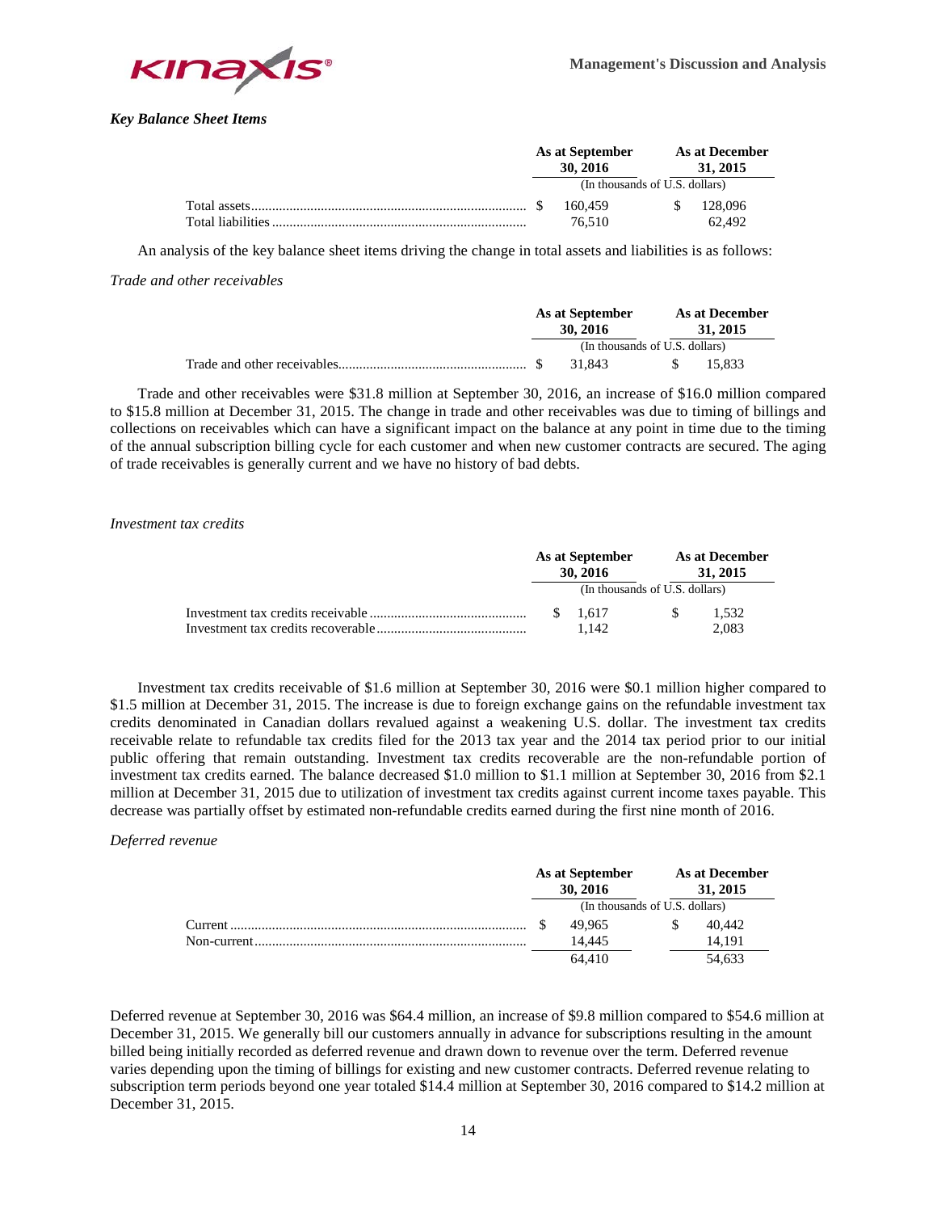*Key Balance Sheet Items*

| | As at September 30, 2016 | As at December 31, 2015 |
|---|---|---|
| | (In thousands of U.S. dollars) | |
| Total assets | $ 160,459 | $ 128,096 |
| Total liabilities | 76,510 | 62,492 |

An analysis of the key balance sheet items driving the change in total assets and liabilities is as follows:

*Trade and other receivables*

| | As at September 30, 2016 | As at December 31, 2015 |
|---|---|---|
| | (In thousands of U.S. dollars) | |
| Trade and other receivables | $ 31,843 | $ 15,833 |

Trade and other receivables were $31.8 million at September 30, 2016, an increase of $16.0 million compared to $15.8 million at December 31, 2015. The change in trade and other receivables was due to timing of billings and collections on receivables which can have a significant impact on the balance at any point in time due to the timing of the annual subscription billing cycle for each customer and when new customer contracts are secured. The aging of trade receivables is generally current and we have no history of bad debts.

*Investment tax credits*

| | As at September 30, 2016 | As at December 31, 2015 |
|---|---|---|
| | (In thousands of U.S. dollars) | |
| Investment tax credits receivable | $ 1,617 | $ 1,532 |
| Investment tax credits recoverable | 1,142 | 2,083 |

Investment tax credits receivable of $1.6 million at September 30, 2016 were $0.1 million higher compared to $1.5 million at December 31, 2015. The increase is due to foreign exchange gains on the refundable investment tax credits denominated in Canadian dollars revalued against a weakening U.S. dollar. The investment tax credits receivable relate to refundable tax credits filed for the 2013 tax year and the 2014 tax period prior to our initial public offering that remain outstanding. Investment tax credits recoverable are the non-refundable portion of investment tax credits earned. The balance decreased $1.0 million to $1.1 million at September 30, 2016 from $2.1 million at December 31, 2015 due to utilization of investment tax credits against current income taxes payable. This decrease was partially offset by estimated non-refundable credits earned during the first nine month of 2016.

*Deferred revenue*

| | As at September 30, 2016 | As at December 31, 2015 |
|---|---|---|
| | (In thousands of U.S. dollars) | |
| Current | $ 49,965 | $ 40,442 |
| Non-current | 14,445 | 14,191 |
| | 64,410 | 54,633 |

Deferred revenue at September 30, 2016 was $64.4 million, an increase of $9.8 million compared to $54.6 million at December 31, 2015. We generally bill our customers annually in advance for subscriptions resulting in the amount billed being initially recorded as deferred revenue and drawn down to revenue over the term. Deferred revenue varies depending upon the timing of billings for existing and new customer contracts. Deferred revenue relating to subscription term periods beyond one year totaled $14.4 million at September 30, 2016 compared to $14.2 million at December 31, 2015.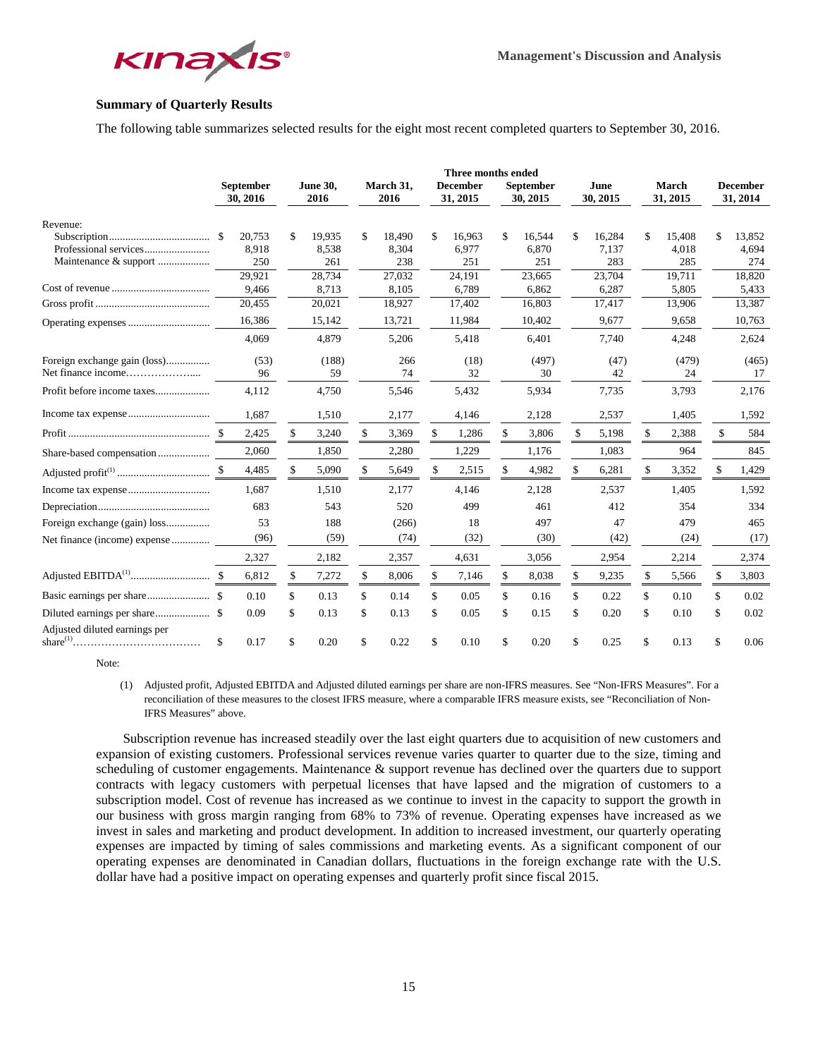### Summary of Quarterly Results

The following table summarizes selected results for the eight most recent completed quarters to September 30, 2016.

| | Three months ended | | | | | | | |
|---|---|---|---|---|---|---|---|---|
| | September 30, 2016 | June 30, 2016 | March 31, 2016 | December 31, 2015 | September 30, 2015 | June 30, 2015 | March 31, 2015 | December 31, 2014 |
| Revenue: | | | | | | | | |
| Subscription | $ 20,753 | $ 19,935 | $ 18,490 | $ 16,963 | $ 16,544 | $ 16,284 | $ 15,408 | $ 13,852 |
| Professional services | 8,918 | 8,538 | 8,304 | 6,977 | 6,870 | 7,137 | 4,018 | 4,694 |
| Maintenance & support | 250 | 261 | 238 | 251 | 251 | 283 | 285 | 274 |
| | 29,921 | 28,734 | 27,032 | 24,191 | 23,665 | 23,704 | 19,711 | 18,820 |
| Cost of revenue | 9,466 | 8,713 | 8,105 | 6,789 | 6,862 | 6,287 | 5,805 | 5,433 |
| Gross profit | 20,455 | 20,021 | 18,927 | 17,402 | 16,803 | 17,417 | 13,906 | 13,387 |
| Operating expenses | 16,386 | 15,142 | 13,721 | 11,984 | 10,402 | 9,677 | 9,658 | 10,763 |
| | 4,069 | 4,879 | 5,206 | 5,418 | 6,401 | 7,740 | 4,248 | 2,624 |
| Foreign exchange gain (loss) | (53) | (188) | 266 | (18) | (497) | (47) | (479) | (465) |
| Net finance income | 96 | 59 | 74 | 32 | 30 | 42 | 24 | 17 |
| Profit before income taxes | 4,112 | 4,750 | 5,546 | 5,432 | 5,934 | 7,735 | 3,793 | 2,176 |
| Income tax expense | 1,687 | 1,510 | 2,177 | 4,146 | 2,128 | 2,537 | 1,405 | 1,592 |
| Profit | $ 2,425 | $ 3,240 | $ 3,369 | $ 1,286 | $ 3,806 | $ 5,198 | $ 2,388 | $ 584 |
| Share-based compensation | 2,060 | 1,850 | 2,280 | 1,229 | 1,176 | 1,083 | 964 | 845 |
| Adjusted profit(1) | $ 4,485 | $ 5,090 | $ 5,649 | $ 2,515 | $ 4,982 | $ 6,281 | $ 3,352 | $ 1,429 |
| Income tax expense | 1,687 | 1,510 | 2,177 | 4,146 | 2,128 | 2,537 | 1,405 | 1,592 |
| Depreciation | 683 | 543 | 520 | 499 | 461 | 412 | 354 | 334 |
| Foreign exchange (gain) loss | 53 | 188 | (266) | 18 | 497 | 47 | 479 | 465 |
| Net finance (income) expense | (96) | (59) | (74) | (32) | (30) | (42) | (24) | (17) |
| | 2,327 | 2,182 | 2,357 | 4,631 | 3,056 | 2,954 | 2,214 | 2,374 |
| Adjusted EBITDA(1) | $ 6,812 | $ 7,272 | $ 8,006 | $ 7,146 | $ 8,038 | $ 9,235 | $ 5,566 | $ 3,803 |
| Basic earnings per share | $ 0.10 | $ 0.13 | $ 0.14 | $ 0.05 | $ 0.16 | $ 0.22 | $ 0.10 | $ 0.02 |
| Diluted earnings per share | $ 0.09 | $ 0.13 | $ 0.13 | $ 0.05 | $ 0.15 | $ 0.20 | $ 0.10 | $ 0.02 |
| Adjusted diluted earnings per share(1) | $ 0.17 | $ 0.20 | $ 0.22 | $ 0.10 | $ 0.20 | $ 0.25 | $ 0.13 | $ 0.06 |

Note:

(1) Adjusted profit, Adjusted EBITDA and Adjusted diluted earnings per share are non-IFRS measures. See "Non-IFRS Measures". For a reconciliation of these measures to the closest IFRS measure, where a comparable IFRS measure exists, see "Reconciliation of Non-IFRS Measures" above.

Subscription revenue has increased steadily over the last eight quarters due to acquisition of new customers and expansion of existing customers. Professional services revenue varies quarter to quarter due to the size, timing and scheduling of customer engagements. Maintenance & support revenue has declined over the quarters due to support contracts with legacy customers with perpetual licenses that have lapsed and the migration of customers to a subscription model. Cost of revenue has increased as we continue to invest in the capacity to support the growth in our business with gross margin ranging from 68% to 73% of revenue. Operating expenses have increased as we invest in sales and marketing and product development. In addition to increased investment, our quarterly operating expenses are impacted by timing of sales commissions and marketing events. As a significant component of our operating expenses are denominated in Canadian dollars, fluctuations in the foreign exchange rate with the U.S. dollar have had a positive impact on operating expenses and quarterly profit since fiscal 2015.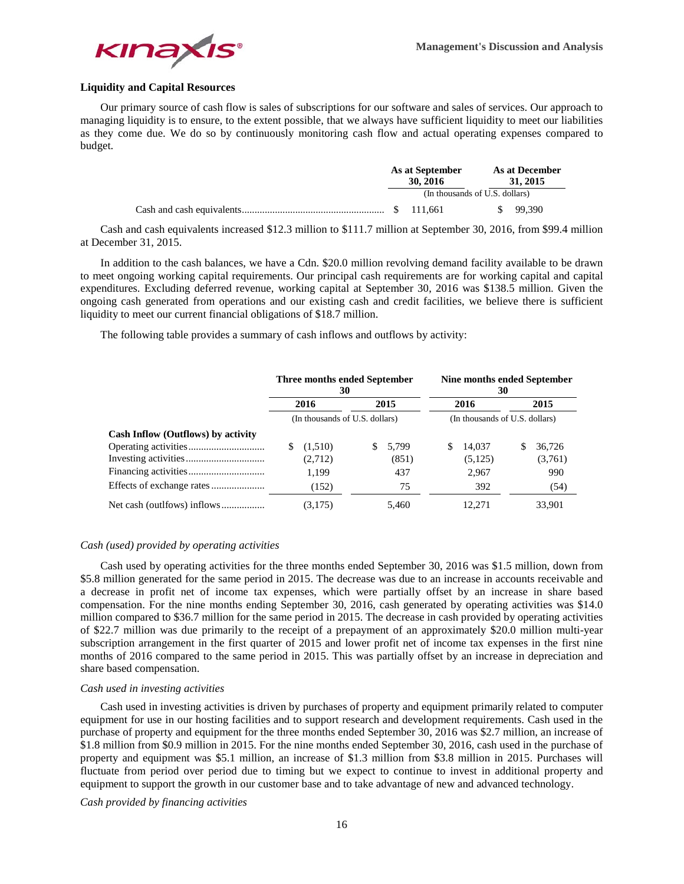### Liquidity and Capital Resources

Our primary source of cash flow is sales of subscriptions for our software and sales of services. Our approach to managing liquidity is to ensure, to the extent possible, that we always have sufficient liquidity to meet our liabilities as they come due. We do so by continuously monitoring cash flow and actual operating expenses compared to budget.

| | As at September 30, 2016 | As at December 31, 2015 |
|---|---|---|
| | (In thousands of U.S. dollars) | |
| Cash and cash equivalents | $ 111,661 | $ 99,390 |

Cash and cash equivalents increased $12.3 million to $111.7 million at September 30, 2016, from $99.4 million at December 31, 2015.

In addition to the cash balances, we have a Cdn. $20.0 million revolving demand facility available to be drawn to meet ongoing working capital requirements. Our principal cash requirements are for working capital and capital expenditures. Excluding deferred revenue, working capital at September 30, 2016 was $138.5 million. Given the ongoing cash generated from operations and our existing cash and credit facilities, we believe there is sufficient liquidity to meet our current financial obligations of $18.7 million.

The following table provides a summary of cash inflows and outflows by activity:

| | Three months ended September 30 | | Nine months ended September 30 | |
|---|---|---|---|---|
| | 2016 | 2015 | 2016 | 2015 |
| | (In thousands of U.S. dollars) | | (In thousands of U.S. dollars) | |
| **Cash Inflow (Outflows) by activity** | | | | |
| Operating activities | $ (1,510) | $ 5,799 | $ 14,037 | $ 36,726 |
| Investing activities | (2,712) | (851) | (5,125) | (3,761) |
| Financing activities | 1,199 | 437 | 2,967 | 990 |
| Effects of exchange rates | (152) | 75 | 392 | (54) |
| Net cash (outlfows) inflows | (3,175) | 5,460 | 12,271 | 33,901 |

*Cash (used) provided by operating activities*

Cash used by operating activities for the three months ended September 30, 2016 was $1.5 million, down from $5.8 million generated for the same period in 2015. The decrease was due to an increase in accounts receivable and a decrease in profit net of income tax expenses, which were partially offset by an increase in share based compensation. For the nine months ending September 30, 2016, cash generated by operating activities was $14.0 million compared to $36.7 million for the same period in 2015. The decrease in cash provided by operating activities of $22.7 million was due primarily to the receipt of a prepayment of an approximately $20.0 million multi-year subscription arrangement in the first quarter of 2015 and lower profit net of income tax expenses in the first nine months of 2016 compared to the same period in 2015. This was partially offset by an increase in depreciation and share based compensation.

*Cash used in investing activities*

Cash used in investing activities is driven by purchases of property and equipment primarily related to computer equipment for use in our hosting facilities and to support research and development requirements. Cash used in the purchase of property and equipment for the three months ended September 30, 2016 was $2.7 million, an increase of $1.8 million from $0.9 million in 2015. For the nine months ended September 30, 2016, cash used in the purchase of property and equipment was $5.1 million, an increase of $1.3 million from $3.8 million in 2015. Purchases will fluctuate from period over period due to timing but we expect to continue to invest in additional property and equipment to support the growth in our customer base and to take advantage of new and advanced technology.

*Cash provided by financing activities*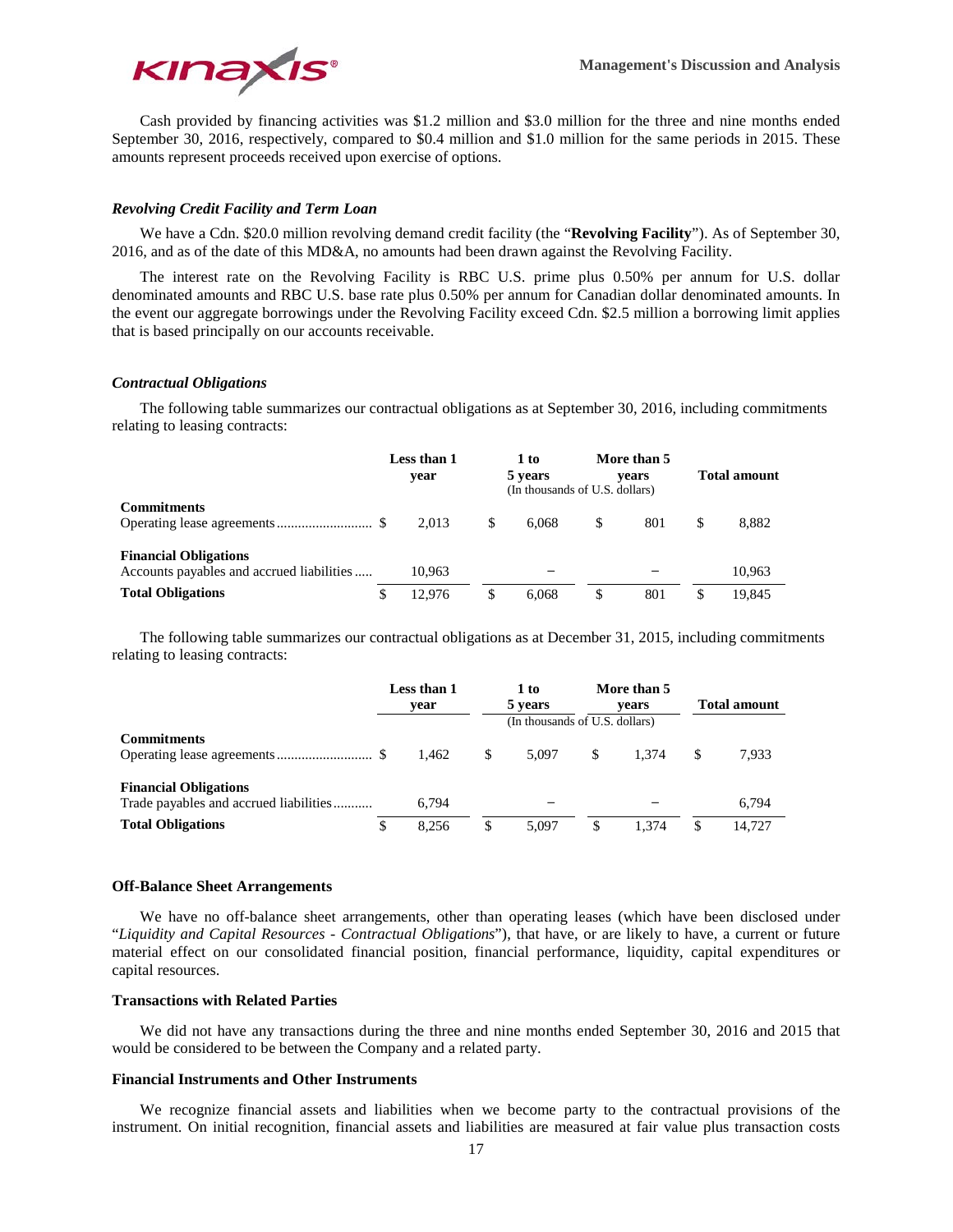Cash provided by financing activities was $1.2 million and $3.0 million for the three and nine months ended September 30, 2016, respectively, compared to $0.4 million and $1.0 million for the same periods in 2015. These amounts represent proceeds received upon exercise of options.

### *Revolving Credit Facility and Term Loan*

We have a Cdn. $20.0 million revolving demand credit facility (the "**Revolving Facility**"). As of September 30, 2016, and as of the date of this MD&A, no amounts had been drawn against the Revolving Facility.

The interest rate on the Revolving Facility is RBC U.S. prime plus 0.50% per annum for U.S. dollar denominated amounts and RBC U.S. base rate plus 0.50% per annum for Canadian dollar denominated amounts. In the event our aggregate borrowings under the Revolving Facility exceed Cdn. $2.5 million a borrowing limit applies that is based principally on our accounts receivable.

### *Contractual Obligations*

The following table summarizes our contractual obligations as at September 30, 2016, including commitments relating to leasing contracts:

| | Less than 1 year | 1 to 5 years | More than 5 years | Total amount |
|---|---|---|---|---|
| | | (In thousands of U.S. dollars) | | |
| **Commitments** | | | | |
| Operating lease agreements | $ 2,013 | $ 6,068 | $ 801 | $ 8,882 |
| **Financial Obligations** | | | | |
| Accounts payables and accrued liabilities | 10,963 | – | – | 10,963 |
| **Total Obligations** | $ 12,976 | $ 6,068 | $ 801 | $ 19,845 |

The following table summarizes our contractual obligations as at December 31, 2015, including commitments relating to leasing contracts:

| | Less than 1 year | 1 to 5 years | More than 5 years | Total amount |
|---|---|---|---|---|
| | | (In thousands of U.S. dollars) | | |
| **Commitments** | | | | |
| Operating lease agreements | $ 1,462 | $ 5,097 | $ 1,374 | $ 7,933 |
| **Financial Obligations** | | | | |
| Trade payables and accrued liabilities | 6,794 | – | – | 6,794 |
| **Total Obligations** | $ 8,256 | $ 5,097 | $ 1,374 | $ 14,727 |

## Off-Balance Sheet Arrangements

We have no off-balance sheet arrangements, other than operating leases (which have been disclosed under "*Liquidity and Capital Resources - Contractual Obligations*"), that have, or are likely to have, a current or future material effect on our consolidated financial position, financial performance, liquidity, capital expenditures or capital resources.

## Transactions with Related Parties

We did not have any transactions during the three and nine months ended September 30, 2016 and 2015 that would be considered to be between the Company and a related party.

## Financial Instruments and Other Instruments

We recognize financial assets and liabilities when we become party to the contractual provisions of the instrument. On initial recognition, financial assets and liabilities are measured at fair value plus transaction costs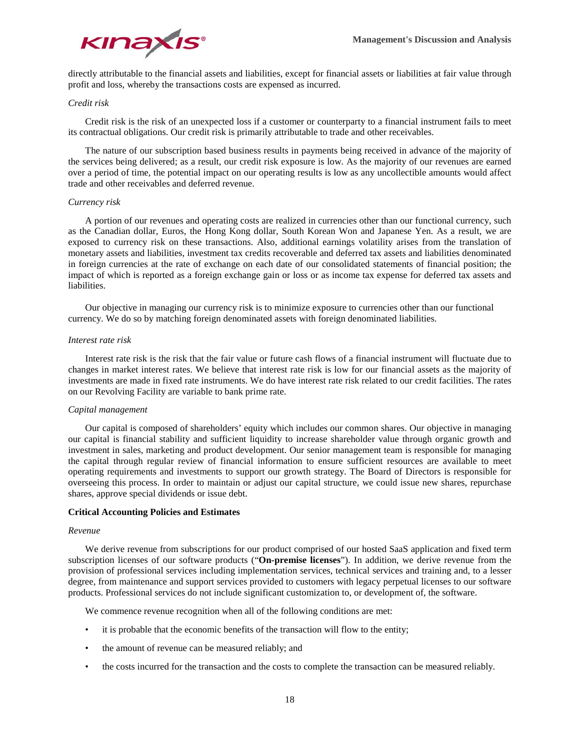directly attributable to the financial assets and liabilities, except for financial assets or liabilities at fair value through profit and loss, whereby the transactions costs are expensed as incurred.

*Credit risk*

Credit risk is the risk of an unexpected loss if a customer or counterparty to a financial instrument fails to meet its contractual obligations. Our credit risk is primarily attributable to trade and other receivables.

The nature of our subscription based business results in payments being received in advance of the majority of the services being delivered; as a result, our credit risk exposure is low. As the majority of our revenues are earned over a period of time, the potential impact on our operating results is low as any uncollectible amounts would affect trade and other receivables and deferred revenue.

*Currency risk*

A portion of our revenues and operating costs are realized in currencies other than our functional currency, such as the Canadian dollar, Euros, the Hong Kong dollar, South Korean Won and Japanese Yen. As a result, we are exposed to currency risk on these transactions. Also, additional earnings volatility arises from the translation of monetary assets and liabilities, investment tax credits recoverable and deferred tax assets and liabilities denominated in foreign currencies at the rate of exchange on each date of our consolidated statements of financial position; the impact of which is reported as a foreign exchange gain or loss or as income tax expense for deferred tax assets and liabilities.

Our objective in managing our currency risk is to minimize exposure to currencies other than our functional currency. We do so by matching foreign denominated assets with foreign denominated liabilities.

*Interest rate risk*

Interest rate risk is the risk that the fair value or future cash flows of a financial instrument will fluctuate due to changes in market interest rates. We believe that interest rate risk is low for our financial assets as the majority of investments are made in fixed rate instruments. We do have interest rate risk related to our credit facilities. The rates on our Revolving Facility are variable to bank prime rate.

*Capital management*

Our capital is composed of shareholders' equity which includes our common shares. Our objective in managing our capital is financial stability and sufficient liquidity to increase shareholder value through organic growth and investment in sales, marketing and product development. Our senior management team is responsible for managing the capital through regular review of financial information to ensure sufficient resources are available to meet operating requirements and investments to support our growth strategy. The Board of Directors is responsible for overseeing this process. In order to maintain or adjust our capital structure, we could issue new shares, repurchase shares, approve special dividends or issue debt.

**Critical Accounting Policies and Estimates**

*Revenue*

We derive revenue from subscriptions for our product comprised of our hosted SaaS application and fixed term subscription licenses of our software products ("**On-premise licenses**"). In addition, we derive revenue from the provision of professional services including implementation services, technical services and training and, to a lesser degree, from maintenance and support services provided to customers with legacy perpetual licenses to our software products. Professional services do not include significant customization to, or development of, the software.

We commence revenue recognition when all of the following conditions are met:

- it is probable that the economic benefits of the transaction will flow to the entity;
- the amount of revenue can be measured reliably; and
- the costs incurred for the transaction and the costs to complete the transaction can be measured reliably.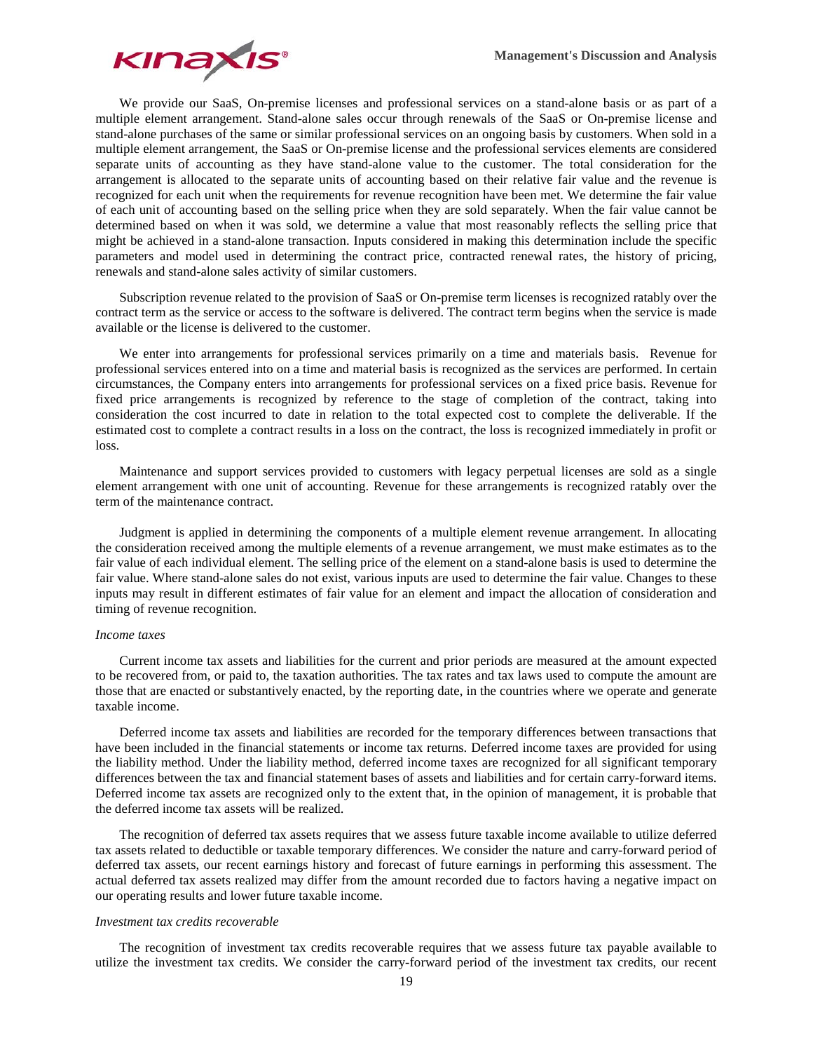We provide our SaaS, On-premise licenses and professional services on a stand-alone basis or as part of a multiple element arrangement. Stand-alone sales occur through renewals of the SaaS or On-premise license and stand-alone purchases of the same or similar professional services on an ongoing basis by customers. When sold in a multiple element arrangement, the SaaS or On-premise license and the professional services elements are considered separate units of accounting as they have stand-alone value to the customer. The total consideration for the arrangement is allocated to the separate units of accounting based on their relative fair value and the revenue is recognized for each unit when the requirements for revenue recognition have been met. We determine the fair value of each unit of accounting based on the selling price when they are sold separately. When the fair value cannot be determined based on when it was sold, we determine a value that most reasonably reflects the selling price that might be achieved in a stand-alone transaction. Inputs considered in making this determination include the specific parameters and model used in determining the contract price, contracted renewal rates, the history of pricing, renewals and stand-alone sales activity of similar customers.

Subscription revenue related to the provision of SaaS or On-premise term licenses is recognized ratably over the contract term as the service or access to the software is delivered. The contract term begins when the service is made available or the license is delivered to the customer.

We enter into arrangements for professional services primarily on a time and materials basis. Revenue for professional services entered into on a time and material basis is recognized as the services are performed. In certain circumstances, the Company enters into arrangements for professional services on a fixed price basis. Revenue for fixed price arrangements is recognized by reference to the stage of completion of the contract, taking into consideration the cost incurred to date in relation to the total expected cost to complete the deliverable. If the estimated cost to complete a contract results in a loss on the contract, the loss is recognized immediately in profit or loss.

Maintenance and support services provided to customers with legacy perpetual licenses are sold as a single element arrangement with one unit of accounting. Revenue for these arrangements is recognized ratably over the term of the maintenance contract.

Judgment is applied in determining the components of a multiple element revenue arrangement. In allocating the consideration received among the multiple elements of a revenue arrangement, we must make estimates as to the fair value of each individual element. The selling price of the element on a stand-alone basis is used to determine the fair value. Where stand-alone sales do not exist, various inputs are used to determine the fair value. Changes to these inputs may result in different estimates of fair value for an element and impact the allocation of consideration and timing of revenue recognition.

*Income taxes*

Current income tax assets and liabilities for the current and prior periods are measured at the amount expected to be recovered from, or paid to, the taxation authorities. The tax rates and tax laws used to compute the amount are those that are enacted or substantively enacted, by the reporting date, in the countries where we operate and generate taxable income.

Deferred income tax assets and liabilities are recorded for the temporary differences between transactions that have been included in the financial statements or income tax returns. Deferred income taxes are provided for using the liability method. Under the liability method, deferred income taxes are recognized for all significant temporary differences between the tax and financial statement bases of assets and liabilities and for certain carry-forward items. Deferred income tax assets are recognized only to the extent that, in the opinion of management, it is probable that the deferred income tax assets will be realized.

The recognition of deferred tax assets requires that we assess future taxable income available to utilize deferred tax assets related to deductible or taxable temporary differences. We consider the nature and carry-forward period of deferred tax assets, our recent earnings history and forecast of future earnings in performing this assessment. The actual deferred tax assets realized may differ from the amount recorded due to factors having a negative impact on our operating results and lower future taxable income.

*Investment tax credits recoverable*

The recognition of investment tax credits recoverable requires that we assess future tax payable available to utilize the investment tax credits. We consider the carry-forward period of the investment tax credits, our recent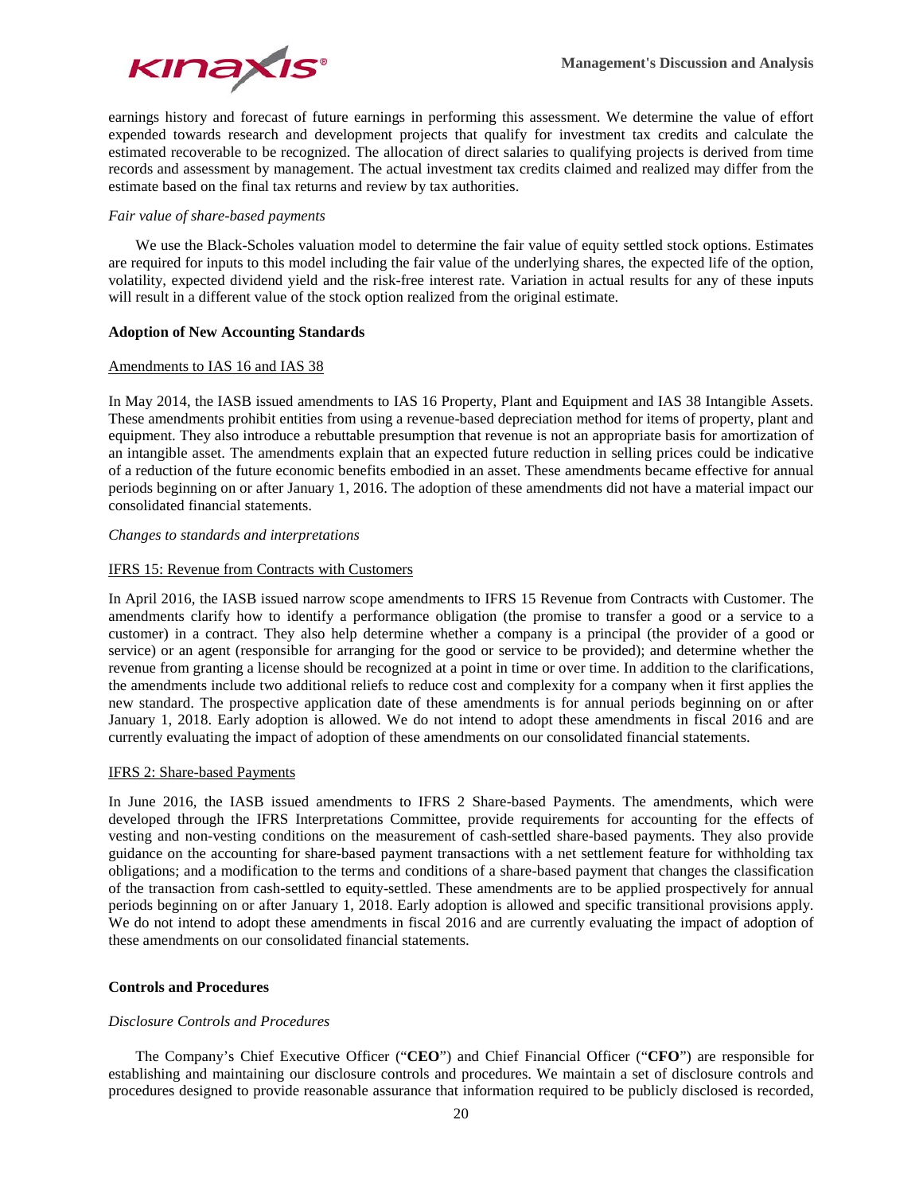earnings history and forecast of future earnings in performing this assessment. We determine the value of effort expended towards research and development projects that qualify for investment tax credits and calculate the estimated recoverable to be recognized. The allocation of direct salaries to qualifying projects is derived from time records and assessment by management. The actual investment tax credits claimed and realized may differ from the estimate based on the final tax returns and review by tax authorities.

*Fair value of share-based payments*

We use the Black-Scholes valuation model to determine the fair value of equity settled stock options. Estimates are required for inputs to this model including the fair value of the underlying shares, the expected life of the option, volatility, expected dividend yield and the risk-free interest rate. Variation in actual results for any of these inputs will result in a different value of the stock option realized from the original estimate.

**Adoption of New Accounting Standards**

Amendments to IAS 16 and IAS 38

In May 2014, the IASB issued amendments to IAS 16 Property, Plant and Equipment and IAS 38 Intangible Assets. These amendments prohibit entities from using a revenue-based depreciation method for items of property, plant and equipment. They also introduce a rebuttable presumption that revenue is not an appropriate basis for amortization of an intangible asset. The amendments explain that an expected future reduction in selling prices could be indicative of a reduction of the future economic benefits embodied in an asset. These amendments became effective for annual periods beginning on or after January 1, 2016. The adoption of these amendments did not have a material impact our consolidated financial statements.

*Changes to standards and interpretations*

IFRS 15: Revenue from Contracts with Customers

In April 2016, the IASB issued narrow scope amendments to IFRS 15 Revenue from Contracts with Customer. The amendments clarify how to identify a performance obligation (the promise to transfer a good or a service to a customer) in a contract. They also help determine whether a company is a principal (the provider of a good or service) or an agent (responsible for arranging for the good or service to be provided); and determine whether the revenue from granting a license should be recognized at a point in time or over time. In addition to the clarifications, the amendments include two additional reliefs to reduce cost and complexity for a company when it first applies the new standard. The prospective application date of these amendments is for annual periods beginning on or after January 1, 2018. Early adoption is allowed. We do not intend to adopt these amendments in fiscal 2016 and are currently evaluating the impact of adoption of these amendments on our consolidated financial statements.

IFRS 2: Share-based Payments

In June 2016, the IASB issued amendments to IFRS 2 Share-based Payments. The amendments, which were developed through the IFRS Interpretations Committee, provide requirements for accounting for the effects of vesting and non-vesting conditions on the measurement of cash-settled share-based payments. They also provide guidance on the accounting for share-based payment transactions with a net settlement feature for withholding tax obligations; and a modification to the terms and conditions of a share-based payment that changes the classification of the transaction from cash-settled to equity-settled. These amendments are to be applied prospectively for annual periods beginning on or after January 1, 2018. Early adoption is allowed and specific transitional provisions apply. We do not intend to adopt these amendments in fiscal 2016 and are currently evaluating the impact of adoption of these amendments on our consolidated financial statements.

**Controls and Procedures**

*Disclosure Controls and Procedures*

The Company's Chief Executive Officer ("**CEO**") and Chief Financial Officer ("**CFO**") are responsible for establishing and maintaining our disclosure controls and procedures. We maintain a set of disclosure controls and procedures designed to provide reasonable assurance that information required to be publicly disclosed is recorded,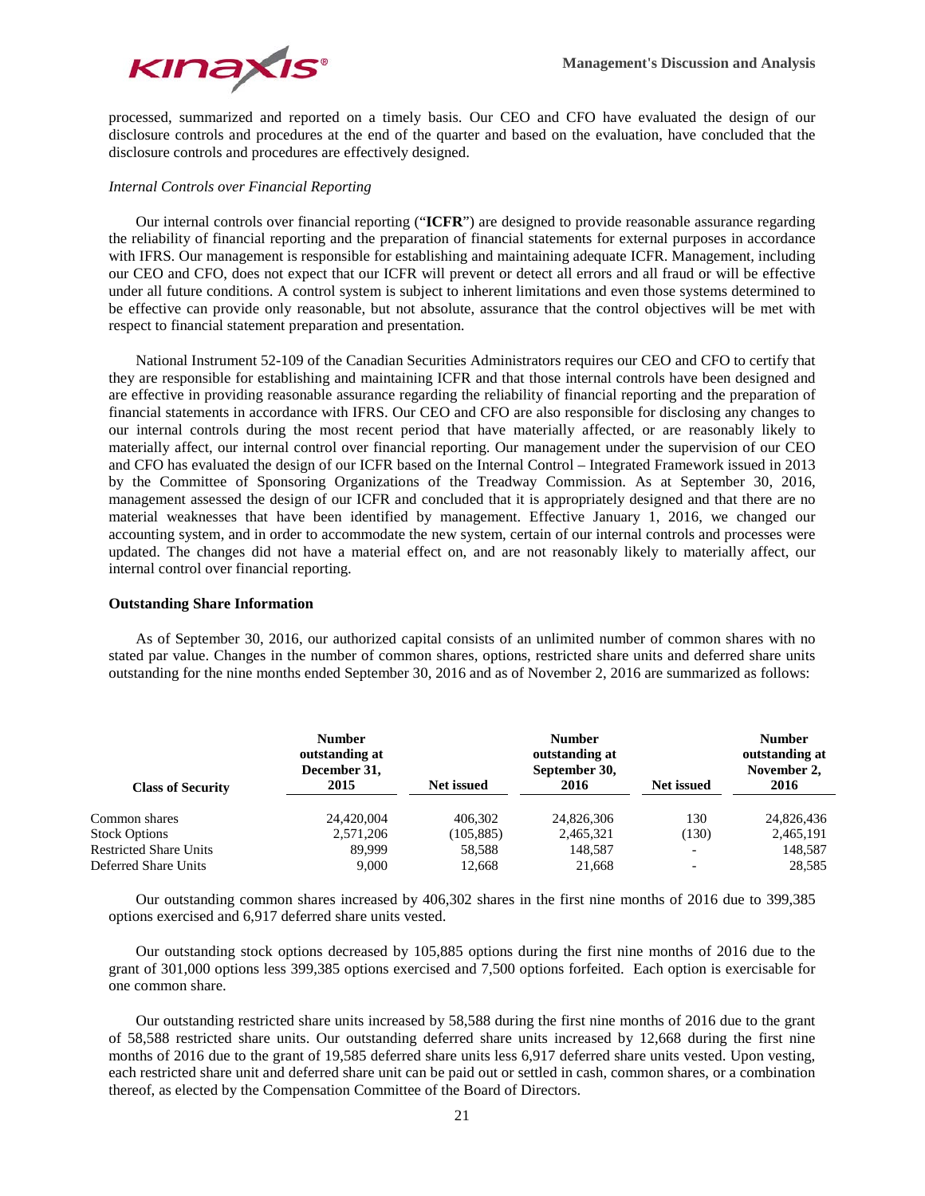processed, summarized and reported on a timely basis. Our CEO and CFO have evaluated the design of our disclosure controls and procedures at the end of the quarter and based on the evaluation, have concluded that the disclosure controls and procedures are effectively designed.

*Internal Controls over Financial Reporting*

Our internal controls over financial reporting ("**ICFR**") are designed to provide reasonable assurance regarding the reliability of financial reporting and the preparation of financial statements for external purposes in accordance with IFRS. Our management is responsible for establishing and maintaining adequate ICFR. Management, including our CEO and CFO, does not expect that our ICFR will prevent or detect all errors and all fraud or will be effective under all future conditions. A control system is subject to inherent limitations and even those systems determined to be effective can provide only reasonable, but not absolute, assurance that the control objectives will be met with respect to financial statement preparation and presentation.

National Instrument 52-109 of the Canadian Securities Administrators requires our CEO and CFO to certify that they are responsible for establishing and maintaining ICFR and that those internal controls have been designed and are effective in providing reasonable assurance regarding the reliability of financial reporting and the preparation of financial statements in accordance with IFRS. Our CEO and CFO are also responsible for disclosing any changes to our internal controls during the most recent period that have materially affected, or are reasonably likely to materially affect, our internal control over financial reporting. Our management under the supervision of our CEO and CFO has evaluated the design of our ICFR based on the Internal Control – Integrated Framework issued in 2013 by the Committee of Sponsoring Organizations of the Treadway Commission. As at September 30, 2016, management assessed the design of our ICFR and concluded that it is appropriately designed and that there are no material weaknesses that have been identified by management. Effective January 1, 2016, we changed our accounting system, and in order to accommodate the new system, certain of our internal controls and processes were updated. The changes did not have a material effect on, and are not reasonably likely to materially affect, our internal control over financial reporting.

**Outstanding Share Information**

As of September 30, 2016, our authorized capital consists of an unlimited number of common shares with no stated par value. Changes in the number of common shares, options, restricted share units and deferred share units outstanding for the nine months ended September 30, 2016 and as of November 2, 2016 are summarized as follows:

| Class of Security | Number outstanding at December 31, 2015 | Net issued | Number outstanding at September 30, 2016 | Net issued | Number outstanding at November 2, 2016 |
|---|---|---|---|---|---|
| Common shares | 24,420,004 | 406,302 | 24,826,306 | 130 | 24,826,436 |
| Stock Options | 2,571,206 | (105,885) | 2,465,321 | (130) | 2,465,191 |
| Restricted Share Units | 89,999 | 58,588 | 148,587 | - | 148,587 |
| Deferred Share Units | 9,000 | 12,668 | 21,668 | - | 28,585 |

Our outstanding common shares increased by 406,302 shares in the first nine months of 2016 due to 399,385 options exercised and 6,917 deferred share units vested.

Our outstanding stock options decreased by 105,885 options during the first nine months of 2016 due to the grant of 301,000 options less 399,385 options exercised and 7,500 options forfeited. Each option is exercisable for one common share.

Our outstanding restricted share units increased by 58,588 during the first nine months of 2016 due to the grant of 58,588 restricted share units. Our outstanding deferred share units increased by 12,668 during the first nine months of 2016 due to the grant of 19,585 deferred share units less 6,917 deferred share units vested. Upon vesting, each restricted share unit and deferred share unit can be paid out or settled in cash, common shares, or a combination thereof, as elected by the Compensation Committee of the Board of Directors.